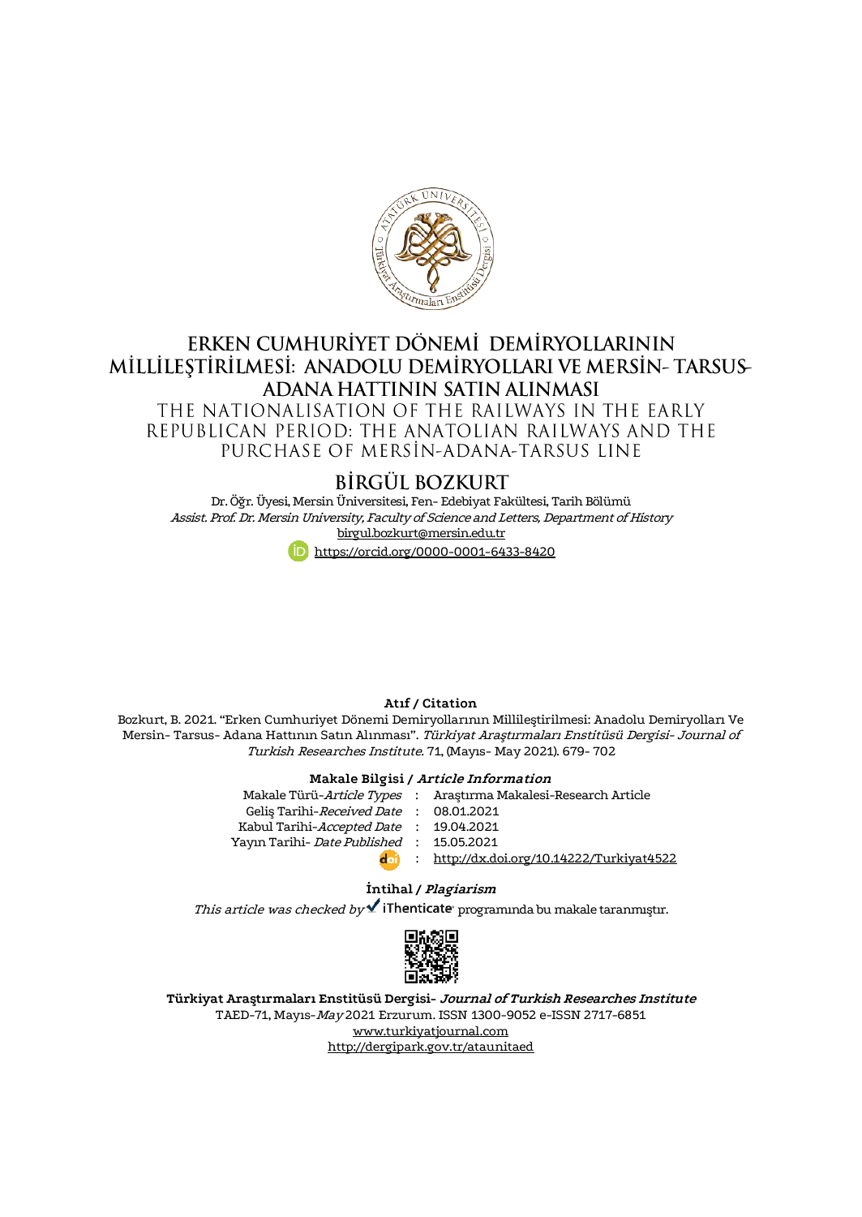# ERKEN CUMHURİYET DÖNEMİ DEMİRYOLLARININ MİLLİLEŞTİRİLMESİ: ANADOLU DEMİRYOLLARI VE MERSİN- TARSUS- ADANA HATTININ SATIN ALINMASI

## THE NATIONALISATION OF THE RAILWAYS IN THE EARLY REPUBLICAN PERIOD: THE ANATOLIAN RAILWAYS AND THE PURCHASE OF MERSİN-ADANA-TARSUS LINE

### BİRGÜL BOZKURT

Dr. Öğr. Üyesi, Mersin Üniversitesi, Fen- Edebiyat Fakültesi, Tarih Bölümü
*Assist. Prof. Dr. Mersin University, Faculty of Science and Letters, Department of History*
birgul.bozkurt@mersin.edu.tr
https://orcid.org/0000-0001-6433-8420

**Atıf / Citation**

Bozkurt, B. 2021. "Erken Cumhuriyet Dönemi Demiryollarının Millileştirilmesi: Anadolu Demiryolları Ve Mersin- Tarsus- Adana Hattının Satın Alınması". *Türkiyat Araştırmaları Enstitüsü Dergisi- Journal of Turkish Researches Institute.* 71, (Mayıs- May 2021). 679- 702

**Makale Bilgisi / *Article Information***

| | | |
|---|---|---|
| Makale Türü-*Article Types* | : | Araştırma Makalesi-Research Article |
| Geliş Tarihi-*Received Date* | : | 08.01.2021 |
| Kabul Tarihi-*Accepted Date* | : | 19.04.2021 |
| Yayın Tarihi- *Date Published* | : | 15.05.2021 |
| doi | : | http://dx.doi.org/10.14222/Turkiyat4522 |

**İntihal / *Plagiarism***

*This article was checked by* iThenticate programında bu makale taranmıştır.

**Türkiyat Araştırmaları Enstitüsü Dergisi- *Journal of Turkish Researches Institute***
TAED-71, Mayıs-*May* 2021 Erzurum. ISSN 1300-9052 e-ISSN 2717-6851
www.turkiyatjournal.com
http://dergipark.gov.tr/ataunitaed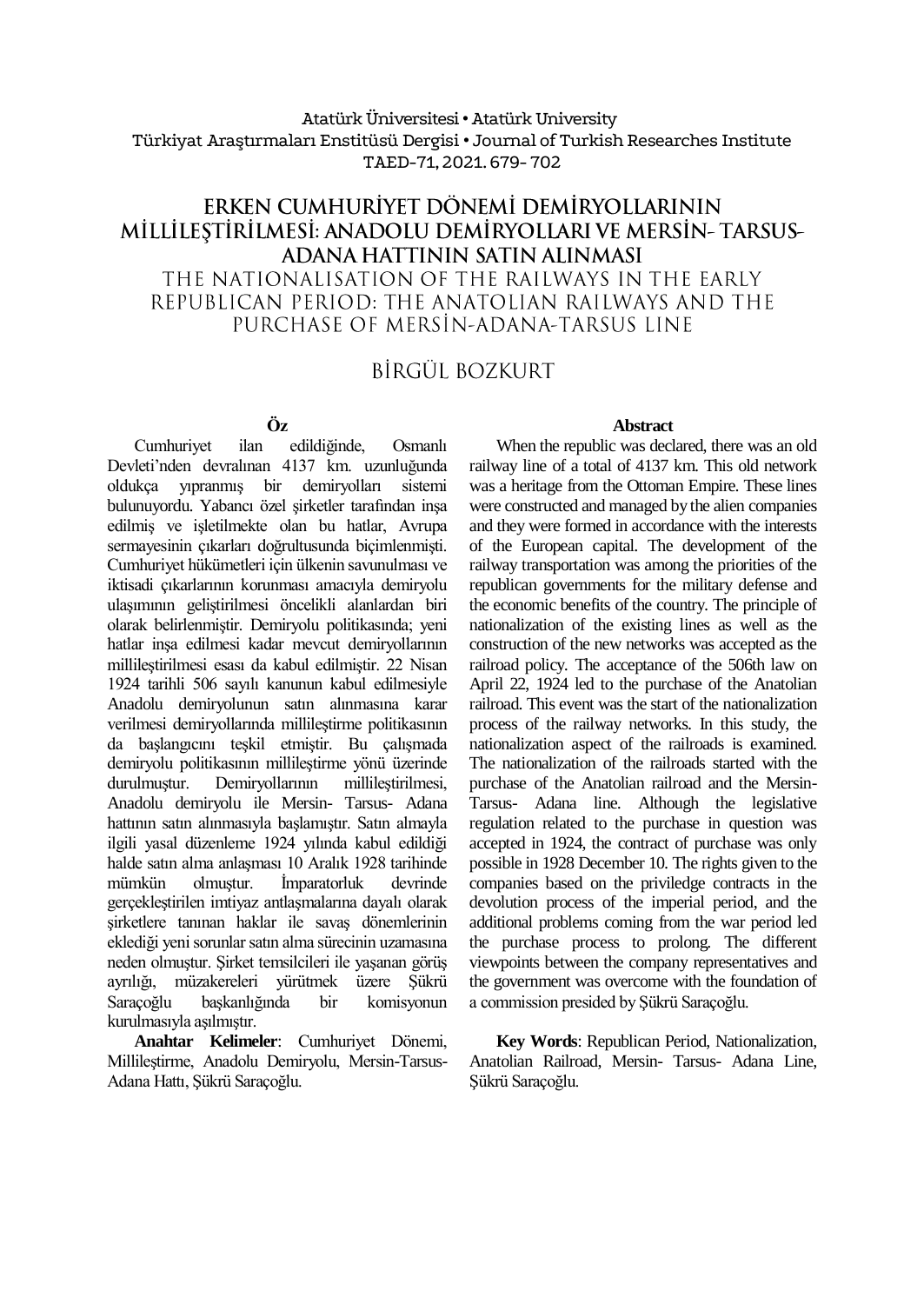# ERKEN CUMHURİYET DÖNEMİ DEMİRYOLLARININ MİLLİLEŞTİRİLMESİ: ANADOLU DEMİRYOLLARI VE MERSİN- TARSUS-ADANA HATTININ SATIN ALINMASI

## THE NATIONALISATION OF THE RAILWAYS IN THE EARLY REPUBLICAN PERIOD: THE ANATOLIAN RAILWAYS AND THE PURCHASE OF MERSİN-ADANA-TARSUS LINE

BİRGÜL BOZKURT

**Öz**

Cumhuriyet ilan edildiğinde, Osmanlı Devleti'nden devralınan 4137 km. uzunluğunda oldukça yıpranmış bir demiryolları sistemi bulunuyordu. Yabancı özel şirketler tarafından inşa edilmiş ve işletilmekte olan bu hatlar, Avrupa sermayesinin çıkarları doğrultusunda biçimlenmişti. Cumhuriyet hükümetleri için ülkenin savunulması ve iktisadi çıkarlarının korunması amacıyla demiryolu ulaşımının geliştirilmesi öncelikli alanlardan biri olarak belirlenmiştir. Demiryolu politikasında; yeni hatlar inşa edilmesi kadar mevcut demiryollarının millileştirilmesi esası da kabul edilmiştir. 22 Nisan 1924 tarihli 506 sayılı kanunun kabul edilmesiyle Anadolu demiryolunun satın alınmasına karar verilmesi demiryollarında millileştirme politikasının da başlangıcını teşkil etmiştir. Bu çalışmada demiryolu politikasının millileştirme yönü üzerinde durulmuştur. Demiryollarının millileştirilmesi, Anadolu demiryolu ile Mersin- Tarsus- Adana hattının satın alınmasıyla başlamıştır. Satın almayla ilgili yasal düzenleme 1924 yılında kabul edildiği halde satın alma anlaşması 10 Aralık 1928 tarihinde mümkün olmuştur. İmparatorluk devrinde gerçekleştirilen imtiyaz antlaşmalarına dayalı olarak şirketlere tanınan haklar ile savaş dönemlerinin eklediği yeni sorunlar satın alma sürecinin uzamasına neden olmuştur. Şirket temsilcileri ile yaşanan görüş ayrılığı, müzakereleri yürütmek üzere Şükrü Saraçoğlu başkanlığında bir komisyonun kurulmasıyla aşılmıştır.

**Anahtar Kelimeler**: Cumhuriyet Dönemi, Millileştirme, Anadolu Demiryolu, Mersin-Tarsus-Adana Hattı, Şükrü Saraçoğlu.

**Abstract**

When the republic was declared, there was an old railway line of a total of 4137 km. This old network was a heritage from the Ottoman Empire. These lines were constructed and managed by the alien companies and they were formed in accordance with the interests of the European capital. The development of the railway transportation was among the priorities of the republican governments for the military defense and the economic benefits of the country. The principle of nationalization of the existing lines as well as the construction of the new networks was accepted as the railroad policy. The acceptance of the 506th law on April 22, 1924 led to the purchase of the Anatolian railroad. This event was the start of the nationalization process of the railway networks. In this study, the nationalization aspect of the railroads is examined. The nationalization of the railroads started with the purchase of the Anatolian railroad and the Mersin-Tarsus- Adana line. Although the legislative regulation related to the purchase in question was accepted in 1924, the contract of purchase was only possible in 1928 December 10. The rights given to the companies based on the priviledge contracts in the devolution process of the imperial period, and the additional problems coming from the war period led the purchase process to prolong. The different viewpoints between the company representatives and the government was overcome with the foundation of a commission presided by Şükrü Saraçoğlu.

**Key Words**: Republican Period, Nationalization, Anatolian Railroad, Mersin- Tarsus- Adana Line, Şükrü Saraçoğlu.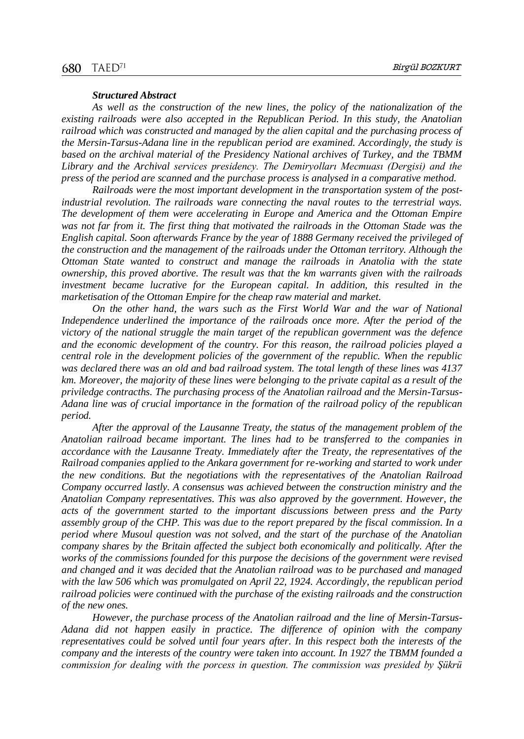***Structured Abstract***

*As well as the construction of the new lines, the policy of the nationalization of the existing railroads were also accepted in the Republican Period. In this study, the Anatolian railroad which was constructed and managed by the alien capital and the purchasing process of the Mersin-Tarsus-Adana line in the republican period are examined. Accordingly, the study is based on the archival material of the Presidency National archives of Turkey, and the TBMM Library and the Archival services presidency. The Demiryolları Mecmuası (Dergisi) and the press of the period are scanned and the purchase process is analysed in a comparative method.*

*Railroads were the most important development in the transportation system of the post-industrial revolution. The railroads ware connecting the naval routes to the terrestrial ways. The development of them were accelerating in Europe and America and the Ottoman Empire was not far from it. The first thing that motivated the railroads in the Ottoman Stade was the English capital. Soon afterwards France by the year of 1888 Germany received the privileged of the construction and the management of the railroads under the Ottoman territory. Although the Ottoman State wanted to construct and manage the railroads in Anatolia with the state ownership, this proved abortive. The result was that the km warrants given with the railroads investment became lucrative for the European capital. In addition, this resulted in the marketisation of the Ottoman Empire for the cheap raw material and market.*

*On the other hand, the wars such as the First World War and the war of National Independence underlined the importance of the railroads once more. After the period of the victory of the national struggle the main target of the republican government was the defence and the economic development of the country. For this reason, the railroad policies played a central role in the development policies of the government of the republic. When the republic was declared there was an old and bad railroad system. The total length of these lines was 4137 km. Moreover, the majority of these lines were belonging to the private capital as a result of the priviledge contracths. The purchasing process of the Anatolian railroad and the Mersin-Tarsus-Adana line was of crucial importance in the formation of the railroad policy of the republican period.*

*After the approval of the Lausanne Treaty, the status of the management problem of the Anatolian railroad became important. The lines had to be transferred to the companies in accordance with the Lausanne Treaty. Immediately after the Treaty, the representatives of the Railroad companies applied to the Ankara government for re-working and started to work under the new conditions. But the negotiations with the representatives of the Anatolian Railroad Company occurred lastly. A consensus was achieved between the construction ministry and the Anatolian Company representatives. This was also approved by the government. However, the acts of the government started to the important discussions between press and the Party assembly group of the CHP. This was due to the report prepared by the fiscal commission. In a period where Musoul question was not solved, and the start of the purchase of the Anatolian company shares by the Britain affected the subject both economically and politically. After the works of the commissions founded for this purpose the decisions of the government were revised and changed and it was decided that the Anatolian railroad was to be purchased and managed with the law 506 which was promulgated on April 22, 1924. Accordingly, the republican period railroad policies were continued with the purchase of the existing railroads and the construction of the new ones.*

*However, the purchase process of the Anatolian railroad and the line of Mersin-Tarsus-Adana did not happen easily in practice. The difference of opinion with the company representatives could be solved until four years after. In this respect both the interests of the company and the interests of the country were taken into account. In 1927 the TBMM founded a commission for dealing with the porcess in question. The commission was presided by Şükrü*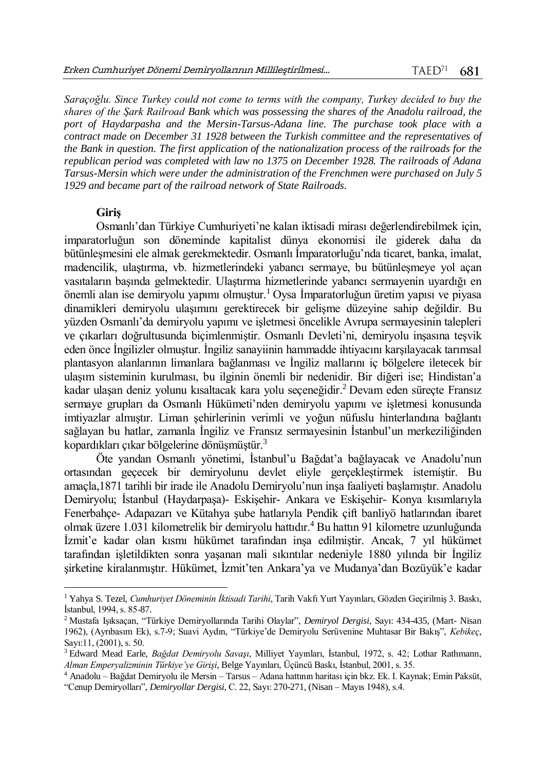*Saraçoğlu. Since Turkey could not come to terms with the company, Turkey decided to buy the shares of the Şark Railroad Bank which was possessing the shares of the Anadolu railroad, the port of Haydarpasha and the Mersin-Tarsus-Adana line. The purchase took place with a contract made on December 31 1928 between the Turkish committee and the representatives of the Bank in question. The first application of the nationalization process of the railroads for the republican period was completed with law no 1375 on December 1928. The railroads of Adana Tarsus-Mersin which were under the administration of the Frenchmen were purchased on July 5 1929 and became part of the railroad network of State Railroads.*

## Giriş

Osmanlı'dan Türkiye Cumhuriyeti'ne kalan iktisadi mirası değerlendirebilmek için, imparatorluğun son döneminde kapitalist dünya ekonomisi ile giderek daha da bütünleşmesini ele almak gerekmektedir. Osmanlı İmparatorluğu'nda ticaret, banka, imalat, madencilik, ulaştırma, vb. hizmetlerindeki yabancı sermaye, bu bütünleşmeye yol açan vasıtaların başında gelmektedir. Ulaştırma hizmetlerinde yabancı sermayenin uyardığı en önemli alan ise demiryolu yapımı olmuştur.[1] Oysa İmparatorluğun üretim yapısı ve piyasa dinamikleri demiryolu ulaşımını gerektirecek bir gelişme düzeyine sahip değildir. Bu yüzden Osmanlı'da demiryolu yapımı ve işletmesi öncelikle Avrupa sermayesinin talepleri ve çıkarları doğrultusunda biçimlenmiştir. Osmanlı Devleti'ni, demiryolu inşasına teşvik eden önce İngilizler olmuştur. İngiliz sanayiinin hammadde ihtiyacını karşılayacak tarımsal plantasyon alanlarının limanlara bağlanması ve İngiliz mallarını iç bölgelere iletecek bir ulaşım sisteminin kurulması, bu ilginin önemli bir nedenidir. Bir diğeri ise; Hindistan'a kadar ulaşan deniz yolunu kısaltacak kara yolu seçeneğidir.[2] Devam eden süreçte Fransız sermaye grupları da Osmanlı Hükümeti'nden demiryolu yapımı ve işletmesi konusunda imtiyazlar almıştır. Liman şehirlerinin verimli ve yoğun nüfuslu hinterlandına bağlantı sağlayan bu hatlar, zamanla İngiliz ve Fransız sermayesinin İstanbul'un merkeziliğinden kopardıkları çıkar bölgelerine dönüşmüştür.[3]

Öte yandan Osmanlı yönetimi, İstanbul'u Bağdat'a bağlayacak ve Anadolu'nun ortasından geçecek bir demiryolunu devlet eliyle gerçekleştirmek istemiştir. Bu amaçla,1871 tarihli bir irade ile Anadolu Demiryolu'nun inşa faaliyeti başlamıştır. Anadolu Demiryolu; İstanbul (Haydarpaşa)- Eskişehir- Ankara ve Eskişehir- Konya kısımlarıyla Fenerbahçe- Adapazarı ve Kütahya şube hatlarıyla Pendik çift banliyö hatlarından ibaret olmak üzere 1.031 kilometrelik bir demiryolu hattıdır.[4] Bu hattın 91 kilometre uzunluğunda İzmit'e kadar olan kısmı hükümet tarafından inşa edilmiştir. Ancak, 7 yıl hükümet tarafından işletildikten sonra yaşanan mali sıkıntılar nedeniyle 1880 yılında bir İngiliz şirketine kiralanmıştır. Hükümet, İzmit'ten Ankara'ya ve Mudanya'dan Bozüyük'e kadar

---

[1] Yahya S. Tezel, *Cumhuriyet Döneminin İktisadi Tarihi*, Tarih Vakfı Yurt Yayınları, Gözden Geçirilmiş 3. Baskı, İstanbul, 1994, s. 85-87.

[2] Mustafa Işıksaçan, "Türkiye Demiryollarında Tarihi Olaylar", *Demiryol Dergisi*, Sayı: 434-435, (Mart- Nisan 1962), (Ayrıbasım Ek), s.7-9; Suavi Aydın, "Türkiye'de Demiryolu Serüvenine Muhtasar Bir Bakış", *Kebikeç*, Sayı:11, (2001), s. 50.

[3] Edward Mead Earle, *Bağdat Demiryolu Savaşı*, Milliyet Yayınları, İstanbul, 1972, s. 42; Lothar Rathmann, *Alman Emperyalizminin Türkiye'ye Girişi*, Belge Yayınları, Üçüncü Baskı, İstanbul, 2001, s. 35.

[4] Anadolu – Bağdat Demiryolu ile Mersin – Tarsus – Adana hattının haritası için bkz. Ek. I. Kaynak; Emin Paksüt, "Cenup Demiryolları", *Demiryollar Dergisi*, C. 22, Sayı: 270-271, (Nisan – Mayıs 1948), s.4.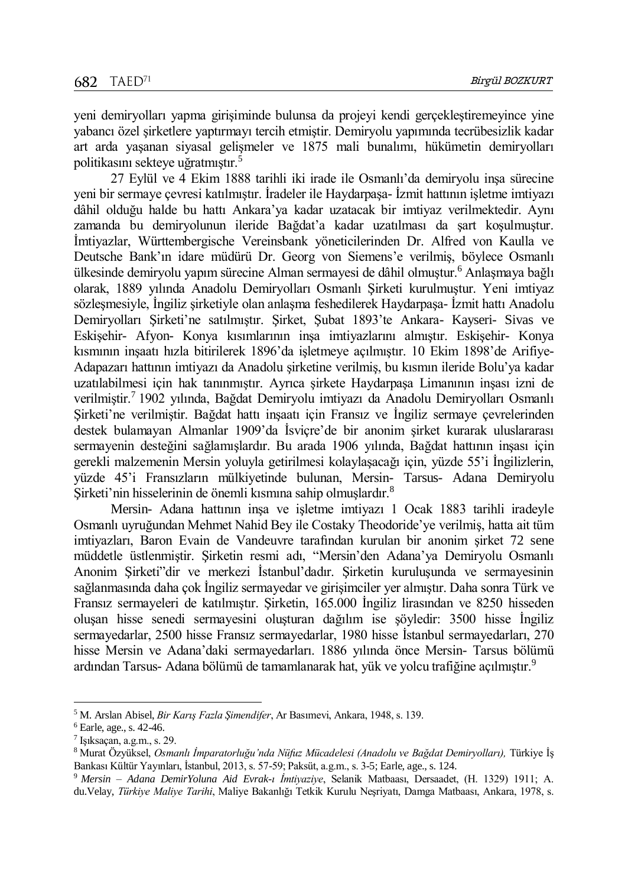yeni demiryolları yapma girişiminde bulunsa da projeyi kendi gerçekleştiremeyince yine yabancı özel şirketlere yaptırmayı tercih etmiştir. Demiryolu yapımında tecrübesizlik kadar art arda yaşanan siyasal gelişmeler ve 1875 mali bunalımı, hükümetin demiryolları politikasını sekteye uğratmıştır.[5]

27 Eylül ve 4 Ekim 1888 tarihli iki irade ile Osmanlı'da demiryolu inşa sürecine yeni bir sermaye çevresi katılmıştır. İradeler ile Haydarpaşa- İzmit hattının işletme imtiyazı dâhil olduğu halde bu hattı Ankara'ya kadar uzatacak bir imtiyaz verilmektedir. Aynı zamanda bu demiryolunun ileride Bağdat'a kadar uzatılması da şart koşulmuştur. İmtiyazlar, Württembergische Vereinsbank yöneticilerinden Dr. Alfred von Kaulla ve Deutsche Bank'ın idare müdürü Dr. Georg von Siemens'e verilmiş, böylece Osmanlı ülkesinde demiryolu yapım sürecine Alman sermayesi de dâhil olmuştur.[6] Anlaşmaya bağlı olarak, 1889 yılında Anadolu Demiryolları Osmanlı Şirketi kurulmuştur. Yeni imtiyaz sözleşmesiyle, İngiliz şirketiyle olan anlaşma feshedilerek Haydarpaşa- İzmit hattı Anadolu Demiryolları Şirketi'ne satılmıştır. Şirket, Şubat 1893'te Ankara- Kayseri- Sivas ve Eskişehir- Afyon- Konya kısımlarının inşa imtiyazlarını almıştır. Eskişehir- Konya kısmının inşaatı hızla bitirilerek 1896'da işletmeye açılmıştır. 10 Ekim 1898'de Arifiye- Adapazarı hattının imtiyazı da Anadolu şirketine verilmiş, bu kısmın ileride Bolu'ya kadar uzatılabilmesi için hak tanınmıştır. Ayrıca şirkete Haydarpaşa Limanının inşası izni de verilmiştir.[7] 1902 yılında, Bağdat Demiryolu imtiyazı da Anadolu Demiryolları Osmanlı Şirketi'ne verilmiştir. Bağdat hattı inşaatı için Fransız ve İngiliz sermaye çevrelerinden destek bulamayan Almanlar 1909'da İsviçre'de bir anonim şirket kurarak uluslararası sermayenin desteğini sağlamışlardır. Bu arada 1906 yılında, Bağdat hattının inşası için gerekli malzemenin Mersin yoluyla getirilmesi kolaylaşacağı için, yüzde 55'i İngilizlerin, yüzde 45'i Fransızların mülkiyetinde bulunan, Mersin- Tarsus- Adana Demiryolu Şirketi'nin hisselerinin de önemli kısmına sahip olmuşlardır.[8]

Mersin- Adana hattının inşa ve işletme imtiyazı 1 Ocak 1883 tarihli iradeyle Osmanlı uyruğundan Mehmet Nahid Bey ile Costaky Theodoride'ye verilmiş, hatta ait tüm imtiyazları, Baron Evain de Vandeuvre tarafından kurulan bir anonim şirket 72 sene müddetle üstlenmiştir. Şirketin resmi adı, "Mersin'den Adana'ya Demiryolu Osmanlı Anonim Şirketi"dir ve merkezi İstanbul'dadır. Şirketin kuruluşunda ve sermayesinin sağlanmasında daha çok İngiliz sermayedar ve girişimciler yer almıştır. Daha sonra Türk ve Fransız sermayeleri de katılmıştır. Şirketin, 165.000 İngiliz lirasından ve 8250 hisseden oluşan hisse senedi sermayesini oluşturan dağılım ise şöyledir: 3500 hisse İngiliz sermayedarlar, 2500 hisse Fransız sermayedarlar, 1980 hisse İstanbul sermayedarları, 270 hisse Mersin ve Adana'daki sermayedarları. 1886 yılında önce Mersin- Tarsus bölümü ardından Tarsus- Adana bölümü de tamamlanarak hat, yük ve yolcu trafiğine açılmıştır.[9]

---

[5] M. Arslan Abisel, *Bir Karış Fazla Şimendifer*, Ar Basımevi, Ankara, 1948, s. 139.

[6] Earle, age., s. 42-46.

[7] Işıksaçan, a.g.m., s. 29.

[8] Murat Özyüksel, *Osmanlı İmparatorluğu'nda Nüfuz Mücadelesi (Anadolu ve Bağdat Demiryolları),* Türkiye İş Bankası Kültür Yayınları, İstanbul, 2013, s. 57-59; Paksüt, a.g.m., s. 3-5; Earle, age., s. 124.

[9] *Mersin – Adana DemirYoluna Aid Evrak-ı İmtiyaziye*, Selanik Matbaası, Dersaadet, (H. 1329) 1911; A. du.Velay, *Türkiye Maliye Tarihi*, Maliye Bakanlığı Tetkik Kurulu Neşriyatı, Damga Matbaası, Ankara, 1978, s.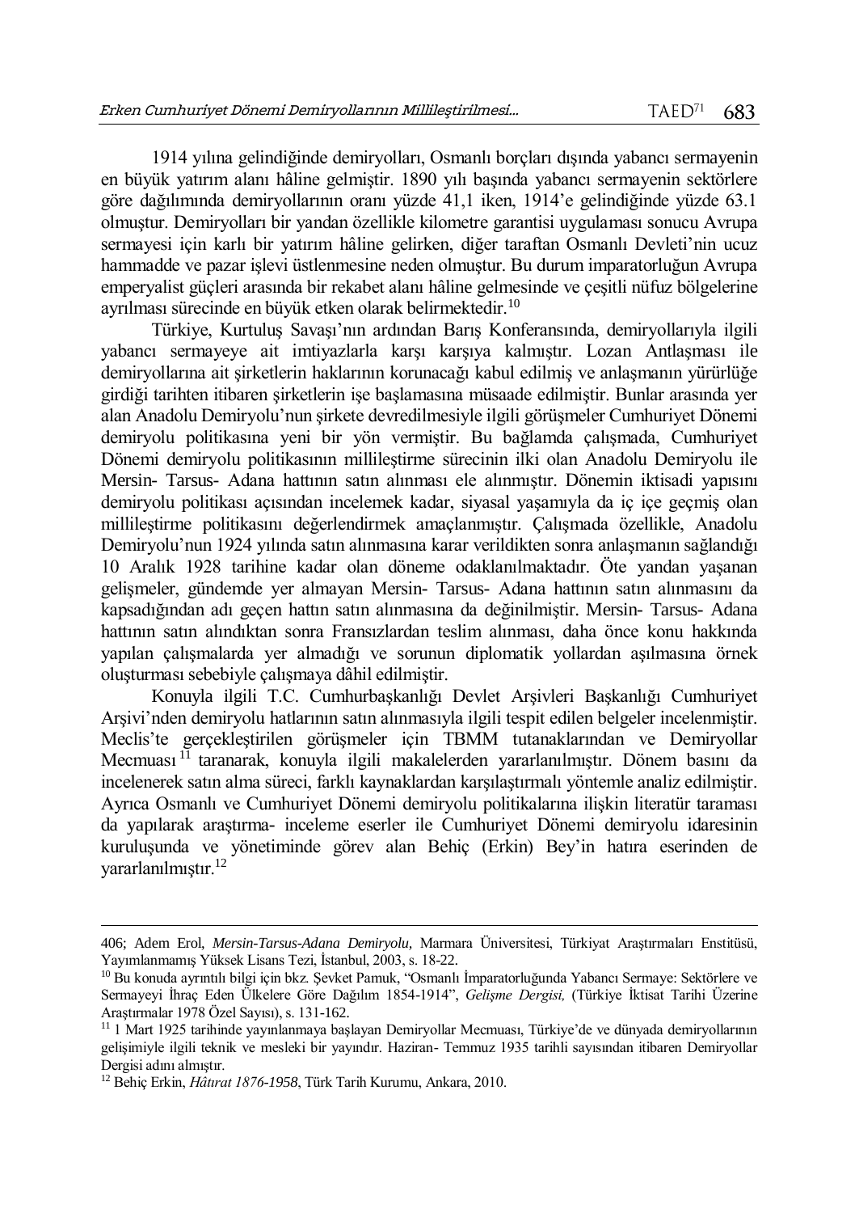1914 yılına gelindiğinde demiryolları, Osmanlı borçları dışında yabancı sermayenin en büyük yatırım alanı hâline gelmiştir. 1890 yılı başında yabancı sermayenin sektörlere göre dağılımında demiryollarının oranı yüzde 41,1 iken, 1914'e gelindiğinde yüzde 63.1 olmuştur. Demiryolları bir yandan özellikle kilometre garantisi uygulaması sonucu Avrupa sermayesi için karlı bir yatırım hâline gelirken, diğer taraftan Osmanlı Devleti'nin ucuz hammadde ve pazar işlevi üstlenmesine neden olmuştur. Bu durum imparatorluğun Avrupa emperyalist güçleri arasında bir rekabet alanı hâline gelmesinde ve çeşitli nüfuz bölgelerine ayrılması sürecinde en büyük etken olarak belirmektedir.[10]

Türkiye, Kurtuluş Savaşı'nın ardından Barış Konferansında, demiryollarıyla ilgili yabancı sermayeye ait imtiyazlarla karşı karşıya kalmıştır. Lozan Antlaşması ile demiryollarına ait şirketlerin haklarının korunacağı kabul edilmiş ve anlaşmanın yürürlüğe girdiği tarihten itibaren şirketlerin işe başlamasına müsaade edilmiştir. Bunlar arasında yer alan Anadolu Demiryolu'nun şirkete devredilmesiyle ilgili görüşmeler Cumhuriyet Dönemi demiryolu politikasına yeni bir yön vermiştir. Bu bağlamda çalışmada, Cumhuriyet Dönemi demiryolu politikasının millileştirme sürecinin ilki olan Anadolu Demiryolu ile Mersin- Tarsus- Adana hattının satın alınması ele alınmıştır. Dönemin iktisadi yapısını demiryolu politikası açısından incelemek kadar, siyasal yaşamıyla da iç içe geçmiş olan millileştirme politikasını değerlendirmek amaçlanmıştır. Çalışmada özellikle, Anadolu Demiryolu'nun 1924 yılında satın alınmasına karar verildikten sonra anlaşmanın sağlandığı 10 Aralık 1928 tarihine kadar olan döneme odaklanılmaktadır. Öte yandan yaşanan gelişmeler, gündemde yer almayan Mersin- Tarsus- Adana hattının satın alınmasını da kapsadığından adı geçen hattın satın alınmasına da değinilmiştir. Mersin- Tarsus- Adana hattının satın alındıktan sonra Fransızlardan teslim alınması, daha önce konu hakkında yapılan çalışmalarda yer almadığı ve sorunun diplomatik yollardan aşılmasına örnek oluşturması sebebiyle çalışmaya dâhil edilmiştir.

Konuyla ilgili T.C. Cumhurbaşkanlığı Devlet Arşivleri Başkanlığı Cumhuriyet Arşivi'nden demiryolu hatlarının satın alınmasıyla ilgili tespit edilen belgeler incelenmiştir. Meclis'te gerçekleştirilen görüşmeler için TBMM tutanaklarından ve Demiryollar Mecmuası[11] taranarak, konuyla ilgili makalelerden yararlanılmıştır. Dönem basını da incelenerek satın alma süreci, farklı kaynaklardan karşılaştırmalı yöntemle analiz edilmiştir. Ayrıca Osmanlı ve Cumhuriyet Dönemi demiryolu politikalarına ilişkin literatür taraması da yapılarak araştırma- inceleme eserler ile Cumhuriyet Dönemi demiryolu idaresinin kuruluşunda ve yönetiminde görev alan Behiç (Erkin) Bey'in hatıra eserinden de yararlanılmıştır.[12]

---

406; Adem Erol, *Mersin-Tarsus-Adana Demiryolu,* Marmara Üniversitesi, Türkiyat Araştırmaları Enstitüsü, Yayımlanmamış Yüksek Lisans Tezi, İstanbul, 2003, s. 18-22.

[10] Bu konuda ayrıntılı bilgi için bkz. Şevket Pamuk, "Osmanlı İmparatorluğunda Yabancı Sermaye: Sektörlere ve Sermayeyi İhraç Eden Ülkelere Göre Dağılım 1854-1914", *Gelişme Dergisi,* (Türkiye İktisat Tarihi Üzerine Araştırmalar 1978 Özel Sayısı), s. 131-162.

[11] 1 Mart 1925 tarihinde yayınlanmaya başlayan Demiryollar Mecmuası, Türkiye'de ve dünyada demiryollarının gelişimiyle ilgili teknik ve mesleki bir yayındır. Haziran- Temmuz 1935 tarihli sayısından itibaren Demiryollar Dergisi adını almıştır.

[12] Behiç Erkin, *Hâtırat 1876-1958*, Türk Tarih Kurumu, Ankara, 2010.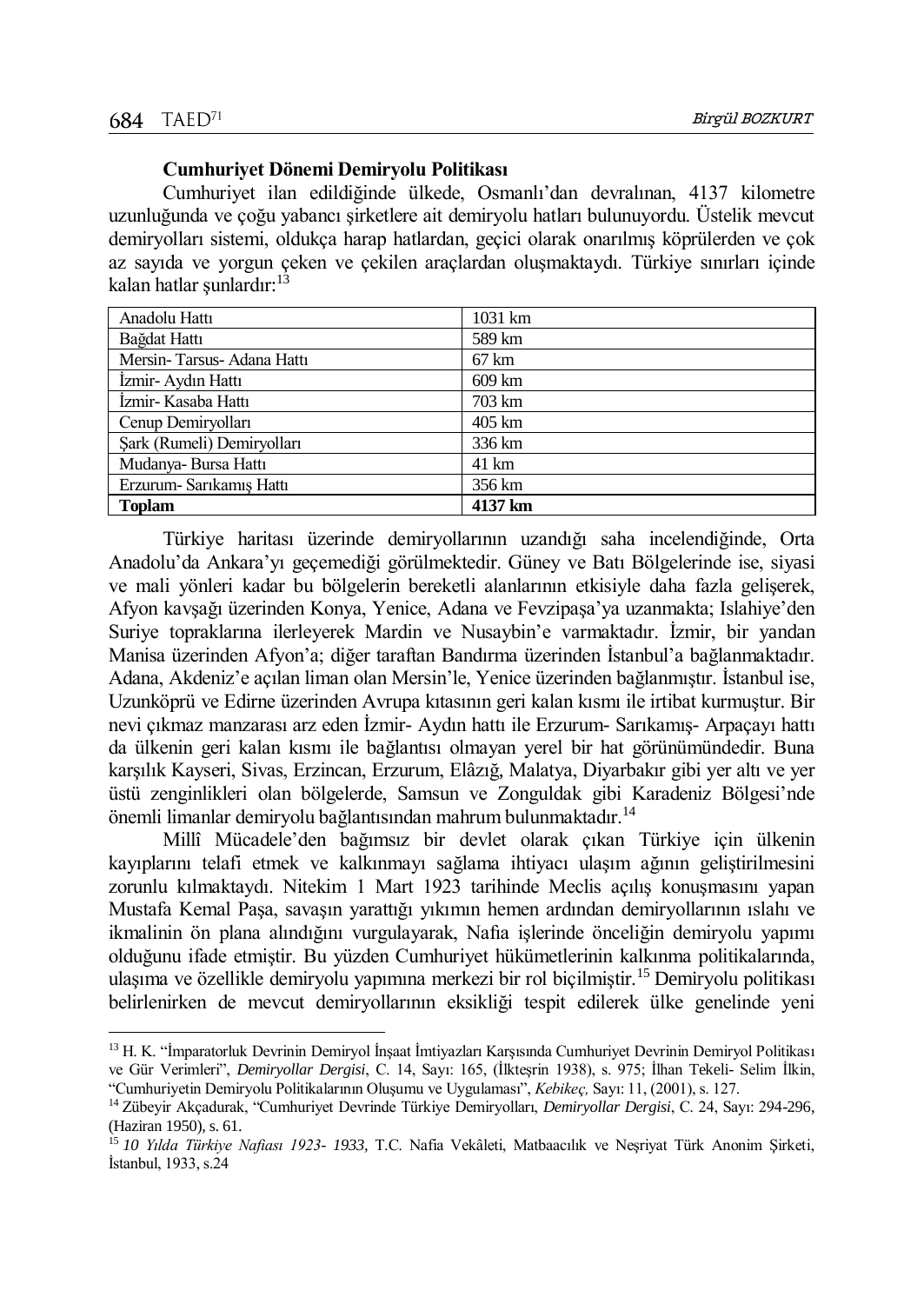**Cumhuriyet Dönemi Demiryolu Politikası**

Cumhuriyet ilan edildiğinde ülkede, Osmanlı'dan devralınan, 4137 kilometre uzunluğunda ve çoğu yabancı şirketlere ait demiryolu hatları bulunuyordu. Üstelik mevcut demiryolları sistemi, oldukça harap hatlardan, geçici olarak onarılmış köprülerden ve çok az sayıda ve yorgun çeken ve çekilen araçlardan oluşmaktaydı. Türkiye sınırları içinde kalan hatlar şunlardır:[13]

| | |
|---|---|
| Anadolu Hattı | 1031 km |
| Bağdat Hattı | 589 km |
| Mersin- Tarsus- Adana Hattı | 67 km |
| İzmir- Aydın Hattı | 609 km |
| İzmir- Kasaba Hattı | 703 km |
| Cenup Demiryolları | 405 km |
| Şark (Rumeli) Demiryolları | 336 km |
| Mudanya- Bursa Hattı | 41 km |
| Erzurum- Sarıkamış Hattı | 356 km |
| **Toplam** | **4137 km** |

Türkiye haritası üzerinde demiryollarının uzandığı saha incelendiğinde, Orta Anadolu'da Ankara'yı geçemediği görülmektedir. Güney ve Batı Bölgelerinde ise, siyasi ve mali yönleri kadar bu bölgelerin bereketli alanlarının etkisiyle daha fazla gelişerek, Afyon kavşağı üzerinden Konya, Yenice, Adana ve Fevzipaşa'ya uzanmakta; Islahiye'den Suriye topraklarına ilerleyerek Mardin ve Nusaybin'e varmaktadır. İzmir, bir yandan Manisa üzerinden Afyon'a; diğer taraftan Bandırma üzerinden İstanbul'a bağlanmaktadır. Adana, Akdeniz'e açılan liman olan Mersin'le, Yenice üzerinden bağlanmıştır. İstanbul ise, Uzunköprü ve Edirne üzerinden Avrupa kıtasının geri kalan kısmı ile irtibat kurmuştur. Bir nevi çıkmaz manzarası arz eden İzmir- Aydın hattı ile Erzurum- Sarıkamış- Arpaçayı hattı da ülkenin geri kalan kısmı ile bağlantısı olmayan yerel bir hat görünümündedir. Buna karşılık Kayseri, Sivas, Erzincan, Erzurum, Elâzığ, Malatya, Diyarbakır gibi yer altı ve yer üstü zenginlikleri olan bölgelerde, Samsun ve Zonguldak gibi Karadeniz Bölgesi'nde önemli limanlar demiryolu bağlantısından mahrum bulunmaktadır.[14]

Millî Mücadele'den bağımsız bir devlet olarak çıkan Türkiye için ülkenin kayıplarını telafi etmek ve kalkınmayı sağlama ihtiyacı ulaşım ağının geliştirilmesini zorunlu kılmaktaydı. Nitekim 1 Mart 1923 tarihinde Meclis açılış konuşmasını yapan Mustafa Kemal Paşa, savaşın yarattığı yıkımın hemen ardından demiryollarının ıslahı ve ikmalinin ön plana alındığını vurgulayarak, Nafia işlerinde önceliğin demiryolu yapımı olduğunu ifade etmiştir. Bu yüzden Cumhuriyet hükümetlerinin kalkınma politikalarında, ulaşıma ve özellikle demiryolu yapımına merkezi bir rol biçilmiştir.[15] Demiryolu politikası belirlenirken de mevcut demiryollarının eksikliği tespit edilerek ülke genelinde yeni

---

[13] H. K. "İmparatorluk Devrinin Demiryol İnşaat İmtiyazları Karşısında Cumhuriyet Devrinin Demiryol Politikası ve Gür Verimleri", *Demiryollar Dergisi*, C. 14, Sayı: 165, (İlkteşrin 1938), s. 975; İlhan Tekeli- Selim İlkin, "Cumhuriyetin Demiryolu Politikalarının Oluşumu ve Uygulaması", *Kebikeç,* Sayı: 11, (2001), s. 127.

[14] Zübeyir Akçadurak, "Cumhuriyet Devrinde Türkiye Demiryolları, *Demiryollar Dergisi*, C. 24, Sayı: 294-296, (Haziran 1950), s. 61.

[15] *10 Yılda Türkiye Nafiası 1923- 1933,* T.C. Nafia Vekâleti, Matbaacılık ve Neşriyat Türk Anonim Şirketi, İstanbul, 1933, s.24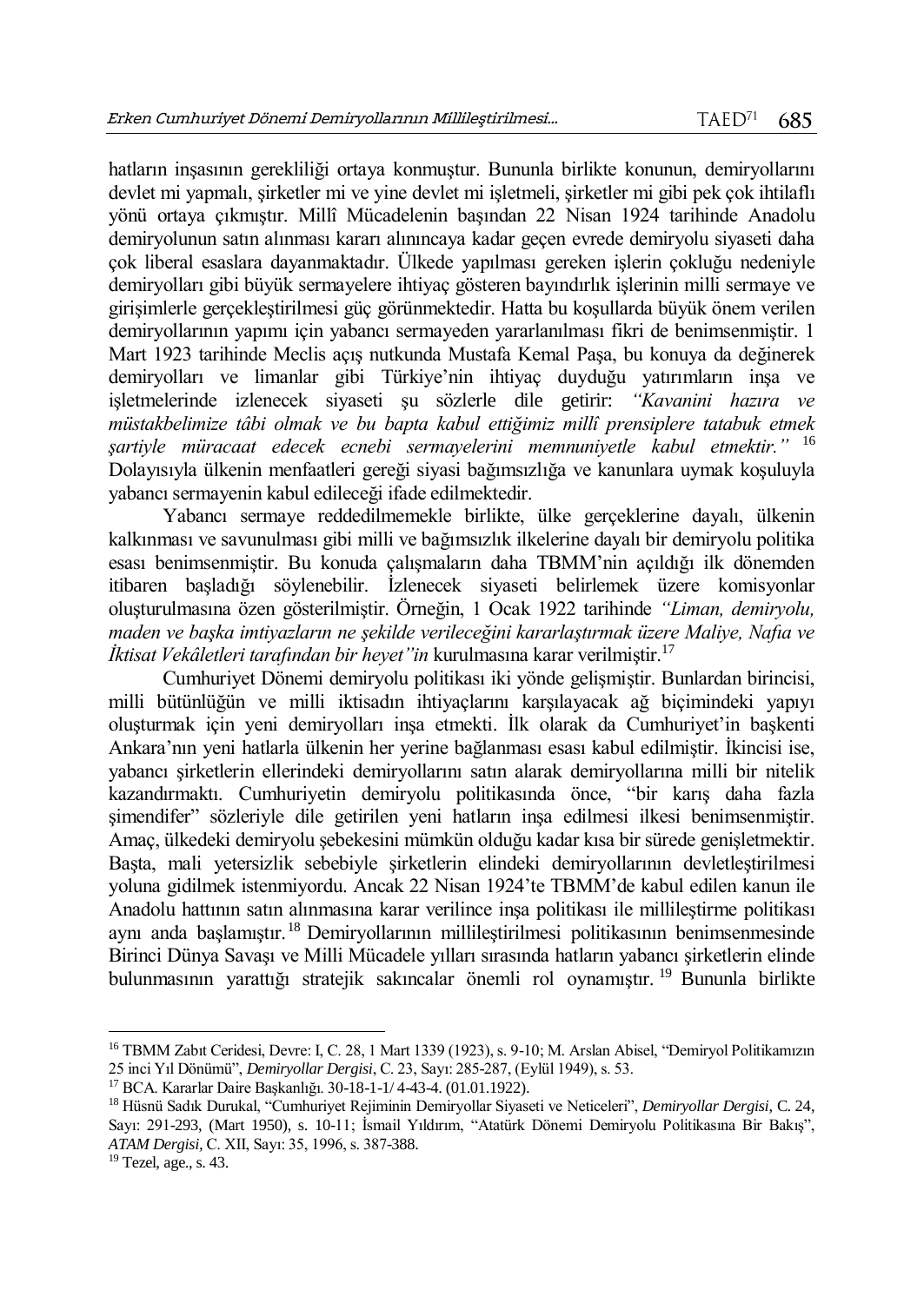hatların inşasının gerekliliği ortaya konmuştur. Bununla birlikte konunun, demiryollarını devlet mi yapmalı, şirketler mi ve yine devlet mi işletmeli, şirketler mi gibi pek çok ihtilaflı yönü ortaya çıkmıştır. Millî Mücadelenin başından 22 Nisan 1924 tarihinde Anadolu demiryolunun satın alınması kararı alınıncaya kadar geçen evrede demiryolu siyaseti daha çok liberal esaslara dayanmaktadır. Ülkede yapılması gereken işlerin çokluğu nedeniyle demiryolları gibi büyük sermayelere ihtiyaç gösteren bayındırlık işlerinin milli sermaye ve girişimlerle gerçekleştirilmesi güç görünmektedir. Hatta bu koşullarda büyük önem verilen demiryollarının yapımı için yabancı sermayeden yararlanılması fikri de benimsenmiştir. 1 Mart 1923 tarihinde Meclis açış nutkunda Mustafa Kemal Paşa, bu konuya da değinerek demiryolları ve limanlar gibi Türkiye'nin ihtiyaç duyduğu yatırımların inşa ve işletmelerinde izlenecek siyaseti şu sözlerle dile getirir: *"Kavanini hazıra ve müstakbelimize tâbi olmak ve bu bapta kabul ettiğimiz millî prensiplere tatabuk etmek şartiyle müracaat edecek ecnebi sermayelerini memnuniyetle kabul etmektir."* [16] Dolayısıyla ülkenin menfaatleri gereği siyasi bağımsızlığa ve kanunlara uymak koşuluyla yabancı sermayenin kabul edileceği ifade edilmektedir.

Yabancı sermaye reddedilmemekle birlikte, ülke gerçeklerine dayalı, ülkenin kalkınması ve savunulması gibi milli ve bağımsızlık ilkelerine dayalı bir demiryolu politika esası benimsenmiştir. Bu konuda çalışmaların daha TBMM'nin açıldığı ilk dönemden itibaren başladığı söylenebilir. İzlenecek siyaseti belirlemek üzere komisyonlar oluşturulmasına özen gösterilmiştir. Örneğin, 1 Ocak 1922 tarihinde *"Liman, demiryolu, maden ve başka imtiyazların ne şekilde verileceğini kararlaştırmak üzere Maliye, Nafia ve İktisat Vekâletleri tarafından bir heyet"in* kurulmasına karar verilmiştir.[17]

Cumhuriyet Dönemi demiryolu politikası iki yönde gelişmiştir. Bunlardan birincisi, milli bütünlüğün ve milli iktisadın ihtiyaçlarını karşılayacak ağ biçimindeki yapıyı oluşturmak için yeni demiryolları inşa etmekti. İlk olarak da Cumhuriyet'in başkenti Ankara'nın yeni hatlarla ülkenin her yerine bağlanması esası kabul edilmiştir. İkincisi ise, yabancı şirketlerin ellerindeki demiryollarını satın alarak demiryollarına milli bir nitelik kazandırmaktı. Cumhuriyetin demiryolu politikasında önce, "bir karış daha fazla şimendifer" sözleriyle dile getirilen yeni hatların inşa edilmesi ilkesi benimsenmiştir. Amaç, ülkedeki demiryolu şebekesini mümkün olduğu kadar kısa bir sürede genişletmektir. Başta, mali yetersizlik sebebiyle şirketlerin elindeki demiryollarının devletleştirilmesi yoluna gidilmek istenmiyordu. Ancak 22 Nisan 1924'te TBMM'de kabul edilen kanun ile Anadolu hattının satın alınmasına karar verilince inşa politikası ile millileştirme politikası aynı anda başlamıştır.[18] Demiryollarının millileştirilmesi politikasının benimsenmesinde Birinci Dünya Savaşı ve Milli Mücadele yılları sırasında hatların yabancı şirketlerin elinde bulunmasının yarattığı stratejik sakıncalar önemli rol oynamıştır.[19] Bununla birlikte

---

[16] TBMM Zabıt Ceridesi, Devre: I, C. 28, 1 Mart 1339 (1923), s. 9-10; M. Arslan Abisel, "Demiryol Politikamızın 25 inci Yıl Dönümü", *Demiryollar Dergisi*, C. 23, Sayı: 285-287, (Eylül 1949), s. 53.

[17] BCA. Kararlar Daire Başkanlığı. 30-18-1-1/ 4-43-4. (01.01.1922).

[18] Hüsnü Sadık Durukal, "Cumhuriyet Rejiminin Demiryollar Siyaseti ve Neticeleri", *Demiryollar Dergisi*, C. 24, Sayı: 291-293, (Mart 1950), s. 10-11; İsmail Yıldırım, "Atatürk Dönemi Demiryolu Politikasına Bir Bakış", *ATAM Dergisi*, C. XII, Sayı: 35, 1996, s. 387-388.

[19] Tezel, age., s. 43.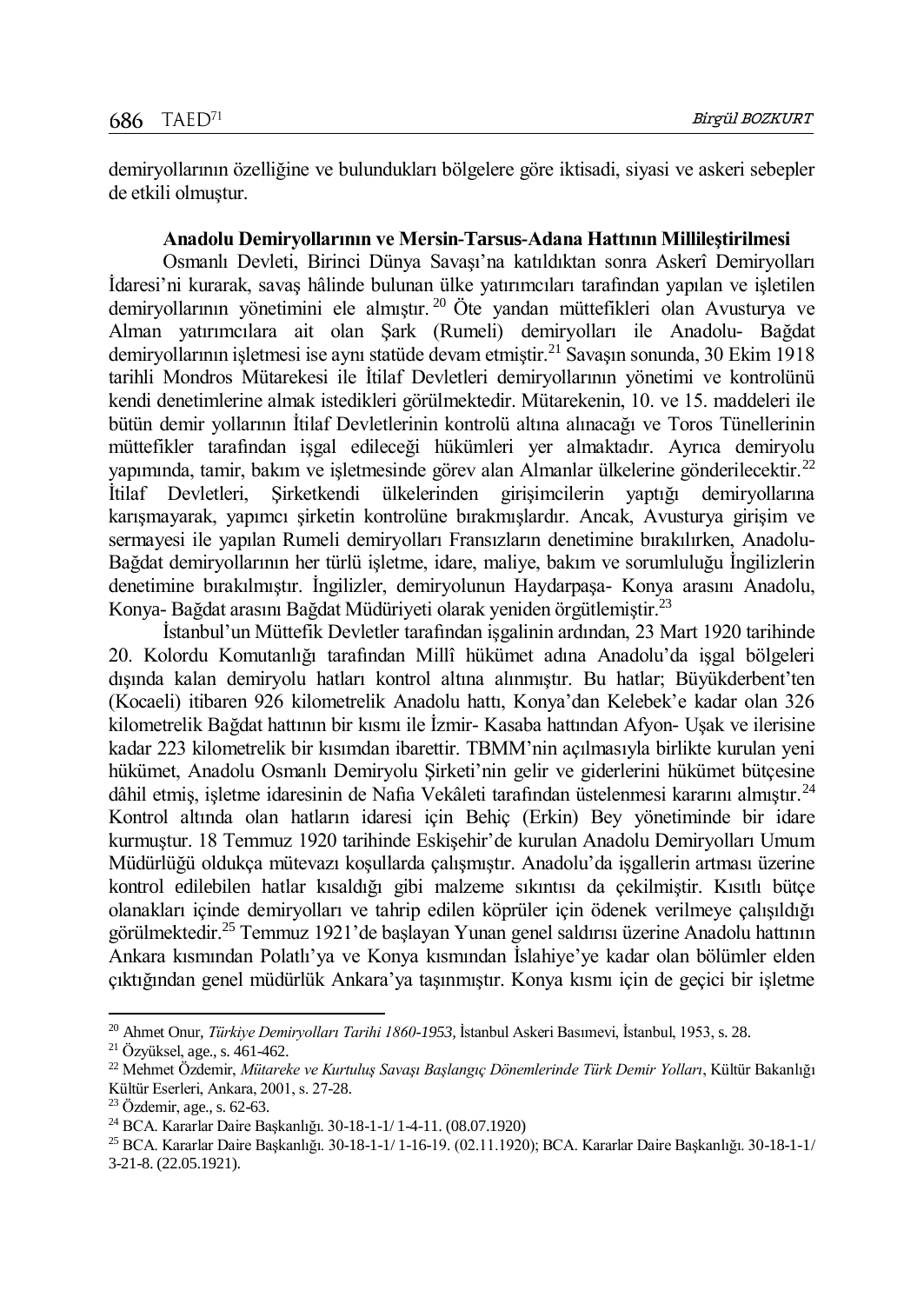demiryollarının özelliğine ve bulundukları bölgelere göre iktisadi, siyasi ve askeri sebepler de etkili olmuştur.

### Anadolu Demiryollarının ve Mersin-Tarsus-Adana Hattının Millileştirilmesi

Osmanlı Devleti, Birinci Dünya Savaşı'na katıldıktan sonra Askerî Demiryolları İdaresi'ni kurarak, savaş hâlinde bulunan ülke yatırımcıları tarafından yapılan ve işletilen demiryollarının yönetimini ele almıştır.[20] Öte yandan müttefikleri olan Avusturya ve Alman yatırımcılara ait olan Şark (Rumeli) demiryolları ile Anadolu- Bağdat demiryollarının işletmesi ise aynı statüde devam etmiştir.[21] Savaşın sonunda, 30 Ekim 1918 tarihli Mondros Mütarekesi ile İtilaf Devletleri demiryollarının yönetimi ve kontrolünü kendi denetimlerine almak istedikleri görülmektedir. Mütarekenin, 10. ve 15. maddeleri ile bütün demir yollarının İtilaf Devletlerinin kontrolü altına alınacağı ve Toros Tünellerinin müttefikler tarafından işgal edileceği hükümleri yer almaktadır. Ayrıca demiryolu yapımında, tamir, bakım ve işletmesinde görev alan Almanlar ülkelerine gönderilecektir.[22] İtilaf Devletleri, Şirketkendi ülkelerinden girişimcilerin yaptığı demiryollarına karışmayarak, yapımcı şirketin kontrolüne bırakmışlardır. Ancak, Avusturya girişim ve sermayesi ile yapılan Rumeli demiryolları Fransızların denetimine bırakılırken, Anadolu-Bağdat demiryollarının her türlü işletme, idare, maliye, bakım ve sorumluluğu İngilizlerin denetimine bırakılmıştır. İngilizler, demiryolunun Haydarpaşa- Konya arasını Anadolu, Konya- Bağdat arasını Bağdat Müdüriyeti olarak yeniden örgütlemiştir.[23]

İstanbul'un Müttefik Devletler tarafından işgalinin ardından, 23 Mart 1920 tarihinde 20. Kolordu Komutanlığı tarafından Millî hükümet adına Anadolu'da işgal bölgeleri dışında kalan demiryolu hatları kontrol altına alınmıştır. Bu hatlar; Büyükderbent'ten (Kocaeli) itibaren 926 kilometrelik Anadolu hattı, Konya'dan Kelebek'e kadar olan 326 kilometrelik Bağdat hattının bir kısmı ile İzmir- Kasaba hattından Afyon- Uşak ve ilerisine kadar 223 kilometrelik bir kısımdan ibarettir. TBMM'nin açılmasıyla birlikte kurulan yeni hükümet, Anadolu Osmanlı Demiryolu Şirketi'nin gelir ve giderlerini hükümet bütçesine dâhil etmiş, işletme idaresinin de Nafia Vekâleti tarafından üstelenmesi kararını almıştır.[24] Kontrol altında olan hatların idaresi için Behiç (Erkin) Bey yönetiminde bir idare kurmuştur. 18 Temmuz 1920 tarihinde Eskişehir'de kurulan Anadolu Demiryolları Umum Müdürlüğü oldukça mütevazı koşullarda çalışmıştır. Anadolu'da işgallerin artması üzerine kontrol edilebilen hatlar kısaldığı gibi malzeme sıkıntısı da çekilmiştir. Kısıtlı bütçe olanakları içinde demiryolları ve tahrip edilen köprüler için ödenek verilmeye çalışıldığı görülmektedir.[25] Temmuz 1921'de başlayan Yunan genel saldırısı üzerine Anadolu hattının Ankara kısmından Polatlı'ya ve Konya kısmından İslahiye'ye kadar olan bölümler elden çıktığından genel müdürlük Ankara'ya taşınmıştır. Konya kısmı için de geçici bir işletme

---

[20] Ahmet Onur, *Türkiye Demiryolları Tarihi 1860-1953,* İstanbul Askeri Basımevi, İstanbul, 1953, s. 28.

[21] Özyüksel, age., s. 461-462.

[22] Mehmet Özdemir, *Mütareke ve Kurtuluş Savaşı Başlangıç Dönemlerinde Türk Demir Yolları*, Kültür Bakanlığı Kültür Eserleri, Ankara, 2001, s. 27-28.

[23] Özdemir, age., s. 62-63.

[24] BCA. Kararlar Daire Başkanlığı. 30-18-1-1/ 1-4-11. (08.07.1920)

[25] BCA. Kararlar Daire Başkanlığı. 30-18-1-1/ 1-16-19. (02.11.1920); BCA. Kararlar Daire Başkanlığı. 30-18-1-1/ 3-21-8. (22.05.1921).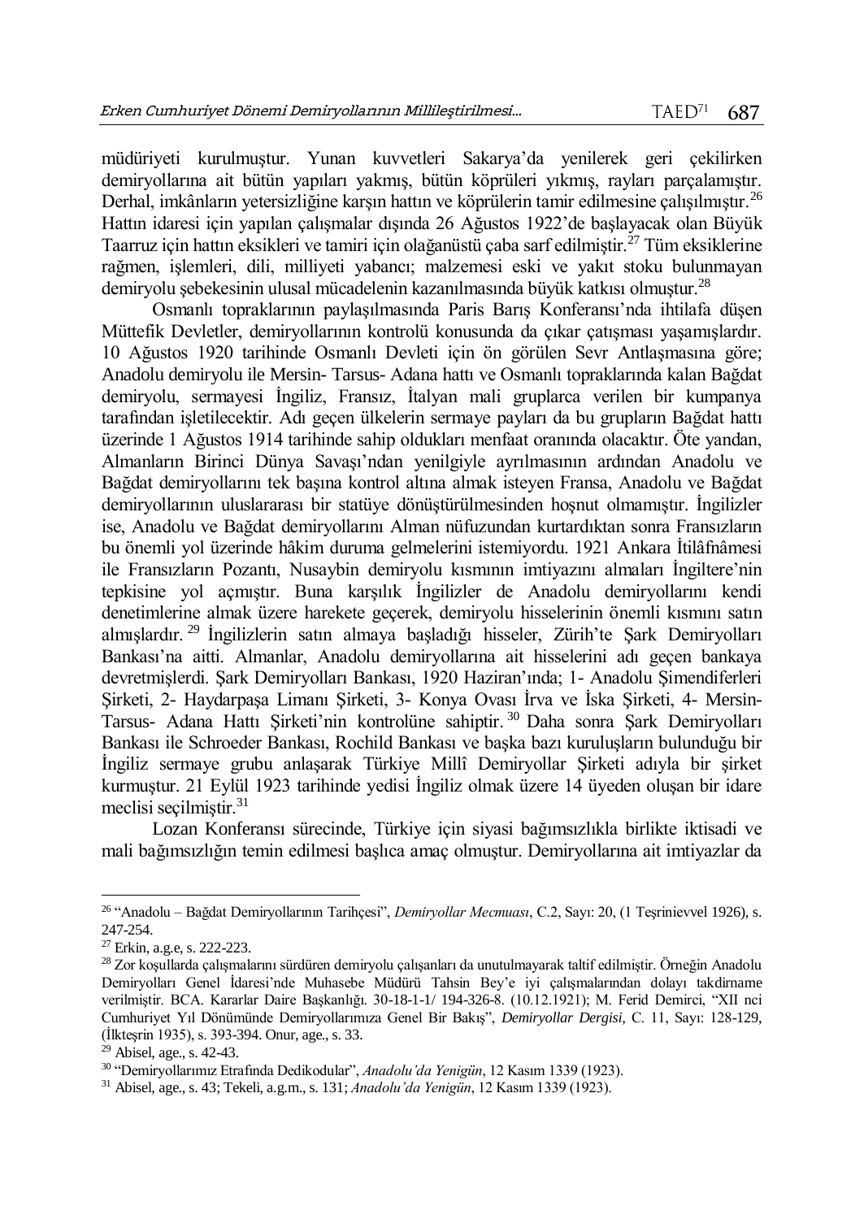müdüriyeti kurulmuştur. Yunan kuvvetleri Sakarya'da yenilerek geri çekilirken demiryollarına ait bütün yapıları yakmış, bütün köprüleri yıkmış, rayları parçalamıştır. Derhal, imkânların yetersizliğine karşın hattın ve köprülerin tamir edilmesine çalışılmıştır.[26] Hattın idaresi için yapılan çalışmalar dışında 26 Ağustos 1922'de başlayacak olan Büyük Taarruz için hattın eksikleri ve tamiri için olağanüstü çaba sarf edilmiştir.[27] Tüm eksiklerine rağmen, işlemleri, dili, milliyeti yabancı; malzemesi eski ve yakıt stoku bulunmayan demiryolu şebekesinin ulusal mücadelenin kazanılmasında büyük katkısı olmuştur.[28]

Osmanlı topraklarının paylaşılmasında Paris Barış Konferansı'nda ihtilafa düşen Müttefik Devletler, demiryollarının kontrolü konusunda da çıkar çatışması yaşamışlardır. 10 Ağustos 1920 tarihinde Osmanlı Devleti için ön görülen Sevr Antlaşmasına göre; Anadolu demiryolu ile Mersin- Tarsus- Adana hattı ve Osmanlı topraklarında kalan Bağdat demiryolu, sermayesi İngiliz, Fransız, İtalyan mali gruplarca verilen bir kumpanya tarafından işletilecektir. Adı geçen ülkelerin sermaye payları da bu grupların Bağdat hattı üzerinde 1 Ağustos 1914 tarihinde sahip oldukları menfaat oranında olacaktır. Öte yandan, Almanların Birinci Dünya Savaşı'ndan yenilgiyle ayrılmasının ardından Anadolu ve Bağdat demiryollarını tek başına kontrol altına almak isteyen Fransa, Anadolu ve Bağdat demiryollarının uluslararası bir statüye dönüştürülmesinden hoşnut olmamıştır. İngilizler ise, Anadolu ve Bağdat demiryollarını Alman nüfuzundan kurtardıktan sonra Fransızların bu önemli yol üzerinde hâkim duruma gelmelerini istemiyordu. 1921 Ankara İtilâfnâmesi ile Fransızların Pozantı, Nusaybin demiryolu kısmının imtiyazını almaları İngiltere'nin tepkisine yol açmıştır. Buna karşılık İngilizler de Anadolu demiryollarını kendi denetimlerine almak üzere harekete geçerek, demiryolu hisselerinin önemli kısmını satın almışlardır.[29] İngilizlerin satın almaya başladığı hisseler, Zürih'te Şark Demiryolları Bankası'na aitti. Almanlar, Anadolu demiryollarına ait hisselerini adı geçen bankaya devretmişlerdi. Şark Demiryolları Bankası, 1920 Haziran'ında; 1- Anadolu Şimendiferleri Şirketi, 2- Haydarpaşa Limanı Şirketi, 3- Konya Ovası İrva ve İska Şirketi, 4- Mersin-Tarsus- Adana Hattı Şirketi'nin kontrolüne sahiptir.[30] Daha sonra Şark Demiryolları Bankası ile Schroeder Bankası, Rochild Bankası ve başka bazı kuruluşların bulunduğu bir İngiliz sermaye grubu anlaşarak Türkiye Millî Demiryollar Şirketi adıyla bir şirket kurmuştur. 21 Eylül 1923 tarihinde yedisi İngiliz olmak üzere 14 üyeden oluşan bir idare meclisi seçilmiştir.[31]

Lozan Konferansı sürecinde, Türkiye için siyasi bağımsızlıkla birlikte iktisadi ve mali bağımsızlığın temin edilmesi başlıca amaç olmuştur. Demiryollarına ait imtiyazlar da

---

[26] "Anadolu – Bağdat Demiryollarının Tarihçesi", *Demiryollar Mecmuası*, C.2, Sayı: 20, (1 Teşrinievvel 1926), s. 247-254.

[27] Erkin, a.g.e, s. 222-223.

[28] Zor koşullarda çalışmalarını sürdüren demiryolu çalışanları da unutulmayarak taltif edilmiştir. Örneğin Anadolu Demiryolları Genel İdaresi'nde Muhasebe Müdürü Tahsin Bey'e iyi çalışmalarından dolayı takdirname verilmiştir. BCA. Kararlar Daire Başkanlığı. 30-18-1-1/ 194-326-8. (10.12.1921); M. Ferid Demirci, "XII nci Cumhuriyet Yıl Dönümünde Demiryollarımıza Genel Bir Bakış", *Demiryollar Dergisi*, C. 11, Sayı: 128-129, (İlkteşrin 1935), s. 393-394. Onur, age., s. 33.

[29] Abisel, age., s. 42-43.

[30] "Demiryollarımız Etrafında Dedikodular", *Anadolu'da Yenigün*, 12 Kasım 1339 (1923).

[31] Abisel, age., s. 43; Tekeli, a.g.m., s. 131; *Anadolu'da Yenigün*, 12 Kasım 1339 (1923).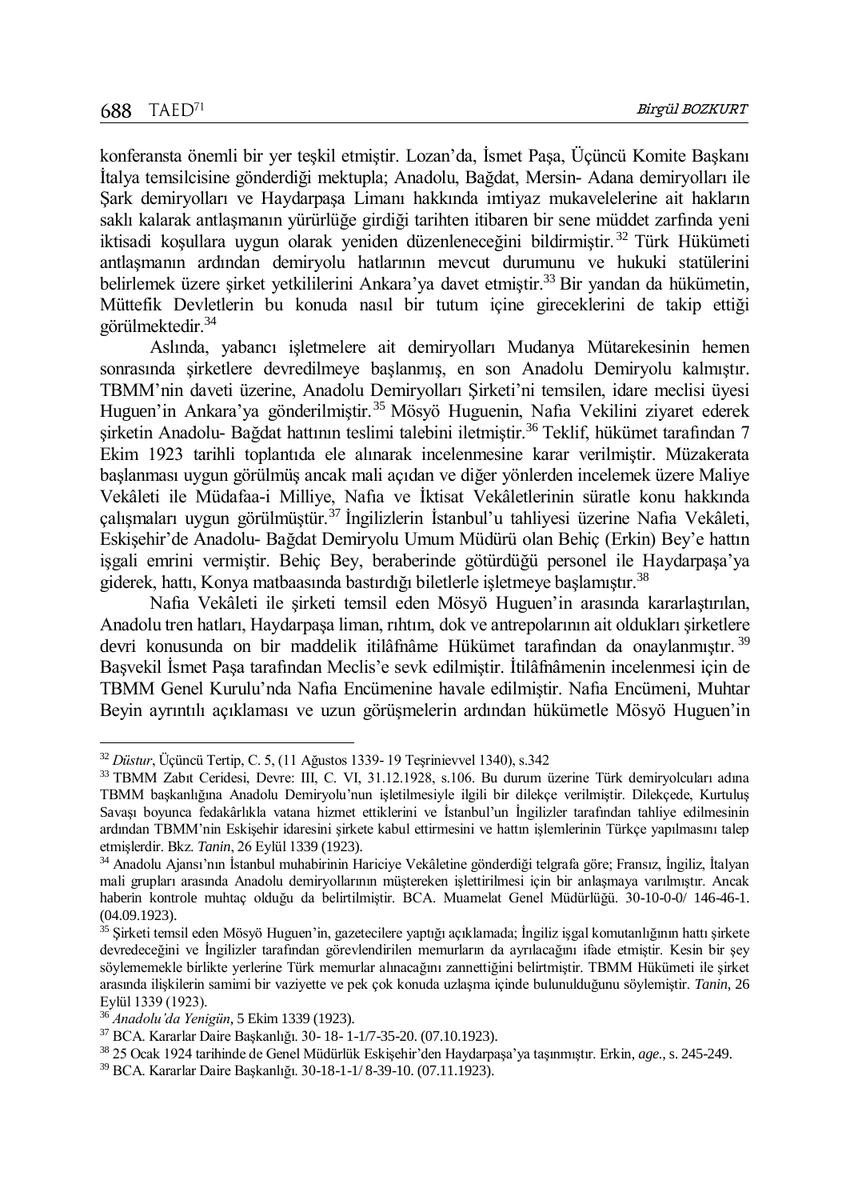konferansta önemli bir yer teşkil etmiştir. Lozan'da, İsmet Paşa, Üçüncü Komite Başkanı İtalya temsilcisine gönderdiği mektupla; Anadolu, Bağdat, Mersin- Adana demiryolları ile Şark demiryolları ve Haydarpaşa Limanı hakkında imtiyaz mukavelelerine ait hakların saklı kalarak antlaşmanın yürürlüğe girdiği tarihten itibaren bir sene müddet zarfında yeni iktisadi koşullara uygun olarak yeniden düzenleneceğini bildirmiştir.[32] Türk Hükümeti antlaşmanın ardından demiryolu hatlarının mevcut durumunu ve hukuki statülerini belirlemek üzere şirket yetkililerini Ankara'ya davet etmiştir.[33] Bir yandan da hükümetin, Müttefik Devletlerin bu konuda nasıl bir tutum içine gireceklerini de takip ettiği görülmektedir.[34]

Aslında, yabancı işletmelere ait demiryolları Mudanya Mütarekesinin hemen sonrasında şirketlere devredilmeye başlanmış, en son Anadolu Demiryolu kalmıştır. TBMM'nin daveti üzerine, Anadolu Demiryolları Şirketi'ni temsilen, idare meclisi üyesi Huguen'in Ankara'ya gönderilmiştir.[35] Mösyö Huguenin, Nafia Vekilini ziyaret ederek şirketin Anadolu- Bağdat hattının teslimi talebini iletmiştir.[36] Teklif, hükümet tarafından 7 Ekim 1923 tarihli toplantıda ele alınarak incelenmesine karar verilmiştir. Müzakerata başlanması uygun görülmüş ancak mali açıdan ve diğer yönlerden incelemek üzere Maliye Vekâleti ile Müdafaa-i Milliye, Nafia ve İktisat Vekâletlerinin süratle konu hakkında çalışmaları uygun görülmüştür.[37] İngilizlerin İstanbul'u tahliyesi üzerine Nafia Vekâleti, Eskişehir'de Anadolu- Bağdat Demiryolu Umum Müdürü olan Behiç (Erkin) Bey'e hattın işgali emrini vermiştir. Behiç Bey, beraberinde götürdüğü personel ile Haydarpaşa'ya giderek, hattı, Konya matbaasında bastırdığı biletlerle işletmeye başlamıştır.[38]

Nafia Vekâleti ile şirketi temsil eden Mösyö Huguen'in arasında kararlaştırılan, Anadolu tren hatları, Haydarpaşa liman, rıhtım, dok ve antrepolarının ait oldukları şirketlere devri konusunda on bir maddelik itilâfnâme Hükümet tarafından da onaylanmıştır.[39] Başvekil İsmet Paşa tarafından Meclis'e sevk edilmiştir. İtilâfnâmenin incelenmesi için de TBMM Genel Kurulu'nda Nafia Encümenine havale edilmiştir. Nafia Encümeni, Muhtar Beyin ayrıntılı açıklaması ve uzun görüşmelerin ardından hükümetle Mösyö Huguen'in

---

[32] *Düstur*, Üçüncü Tertip, C. 5, (11 Ağustos 1339- 19 Teşrinievvel 1340), s.342

[33] TBMM Zabıt Ceridesi, Devre: III, C. VI, 31.12.1928, s.106. Bu durum üzerine Türk demiryolcuları adına TBMM başkanlığına Anadolu Demiryolu'nun işletilmesiyle ilgili bir dilekçe verilmiştir. Dilekçede, Kurtuluş Savaşı boyunca fedakârlıkla vatana hizmet ettiklerini ve İstanbul'un İngilizler tarafından tahliye edilmesinin ardından TBMM'nin Eskişehir idaresini şirkete kabul ettirmesini ve hattın işlemlerinin Türkçe yapılmasını talep etmişlerdir. Bkz. *Tanin*, 26 Eylül 1339 (1923).

[34] Anadolu Ajansı'nın İstanbul muhabirinin Hariciye Vekâletine gönderdiği telgrafa göre; Fransız, İngiliz, İtalyan mali grupları arasında Anadolu demiryollarının müştereken işlettirilmesi için bir anlaşmaya varılmıştır. Ancak haberin kontrole muhtaç olduğu da belirtilmiştir. BCA. Muamelat Genel Müdürlüğü. 30-10-0-0/ 146-46-1. (04.09.1923).

[35] Şirketi temsil eden Mösyö Huguen'in, gazetecilere yaptığı açıklamada; İngiliz işgal komutanlığının hattı şirkete devredeceğini ve İngilizler tarafından görevlendirilen memurların da ayrılacağını ifade etmiştir. Kesin bir şey söylememekle birlikte yerlerine Türk memurlar alınacağını zannettiğini belirtmiştir. TBMM Hükümeti ile şirket arasında ilişkilerin samimi bir vaziyette ve pek çok konuda uzlaşma içinde bulunulduğunu söylemiştir. *Tanin*, 26 Eylül 1339 (1923).

[36] *Anadolu'da Yenigün*, 5 Ekim 1339 (1923).

[37] BCA. Kararlar Daire Başkanlığı. 30- 18- 1-1/7-35-20. (07.10.1923).

[38] 25 Ocak 1924 tarihinde de Genel Müdürlük Eskişehir'den Haydarpaşa'ya taşınmıştır. Erkin, *age.*, s. 245-249.

[39] BCA. Kararlar Daire Başkanlığı. 30-18-1-1/ 8-39-10. (07.11.1923).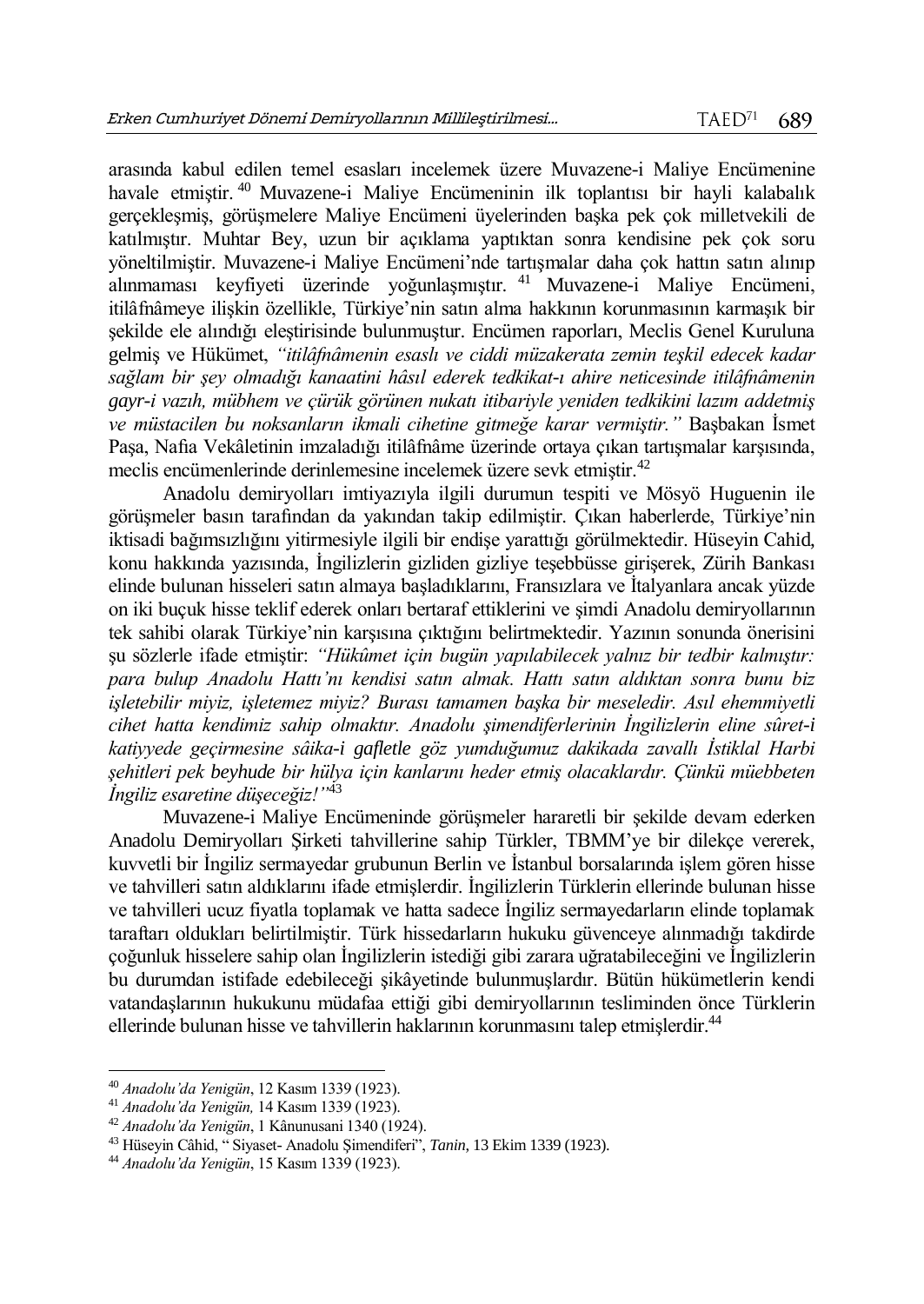arasında kabul edilen temel esasları incelemek üzere Muvazene-i Maliye Encümenine havale etmiştir.[40] Muvazene-i Maliye Encümeninin ilk toplantısı bir hayli kalabalık gerçekleşmiş, görüşmelere Maliye Encümeni üyelerinden başka pek çok milletvekili de katılmıştır. Muhtar Bey, uzun bir açıklama yaptıktan sonra kendisine pek çok soru yöneltilmiştir. Muvazene-i Maliye Encümeni'nde tartışmalar daha çok hattın satın alınıp alınmaması keyfiyeti üzerinde yoğunlaşmıştır.[41] Muvazene-i Maliye Encümeni, itilâfnâmeye ilişkin özellikle, Türkiye'nin satın alma hakkının korunmasının karmaşık bir şekilde ele alındığı eleştirisinde bulunmuştur. Encümen raporları, Meclis Genel Kuruluna gelmiş ve Hükümet, *"itilâfnâmenin esaslı ve ciddi müzakerata zemin teşkil edecek kadar sağlam bir şey olmadığı kanaatini hâsıl ederek tedkikat-ı ahire neticesinde itilâfnâmenin gayr-i vazıh, mübhem ve çürük görünen nukatı itibariyle yeniden tedkikini lazım addetmiş ve müstacilen bu noksanların ikmali cihetine gitmeğe karar vermiştir."* Başbakan İsmet Paşa, Nafia Vekâletinin imzaladığı itilâfnâme üzerinde ortaya çıkan tartışmalar karşısında, meclis encümenlerinde derinlemesine incelemek üzere sevk etmiştir.[42]

Anadolu demiryolları imtiyazıyla ilgili durumun tespiti ve Mösyö Huguenin ile görüşmeler basın tarafından da yakından takip edilmiştir. Çıkan haberlerde, Türkiye'nin iktisadi bağımsızlığını yitirmesiyle ilgili bir endişe yarattığı görülmektedir. Hüseyin Cahid, konu hakkında yazısında, İngilizlerin gizliden gizliye teşebbüsse girişerek, Zürih Bankası elinde bulunan hisseleri satın almaya başladıklarını, Fransızlara ve İtalyanlara ancak yüzde on iki buçuk hisse teklif ederek onları bertaraf ettiklerini ve şimdi Anadolu demiryollarının tek sahibi olarak Türkiye'nin karşısına çıktığını belirtmektedir. Yazının sonunda önerisini şu sözlerle ifade etmiştir: *"Hükûmet için bugün yapılabilecek yalnız bir tedbir kalmıştır: para bulup Anadolu Hattı'nı kendisi satın almak. Hattı satın aldıktan sonra bunu biz işletebilir miyiz, işletemez miyiz? Burası tamamen başka bir meseledir. Asıl ehemmiyetli cihet hatta kendimiz sahip olmaktır. Anadolu şimendiferlerinin İngilizlerin eline sûret-i katiyyede geçirmesine sâika-i gafletle göz yumduğumuz dakikada zavallı İstiklal Harbi şehitleri pek beyhude bir hülya için kanlarını heder etmiş olacaklardır. Çünkü müebbeten İngiliz esaretine düşeceğiz!"*[43]

Muvazene-i Maliye Encümeninde görüşmeler hararetli bir şekilde devam ederken Anadolu Demiryolları Şirketi tahvillerine sahip Türkler, TBMM'ye bir dilekçe vererek, kuvvetli bir İngiliz sermayedar grubunun Berlin ve İstanbul borsalarında işlem gören hisse ve tahvilleri satın aldıklarını ifade etmişlerdir. İngilizlerin Türklerin ellerinde bulunan hisse ve tahvilleri ucuz fiyatla toplamak ve hatta sadece İngiliz sermayedarların elinde toplamak taraftarı oldukları belirtilmiştir. Türk hissedarların hukuku güvenceye alınmadığı takdirde çoğunluk hisselere sahip olan İngilizlerin istediği gibi zarara uğratabileceğini ve İngilizlerin bu durumdan istifade edebileceği şikâyetinde bulunmuşlardır. Bütün hükümetlerin kendi vatandaşlarının hukukunu müdafaa ettiği gibi demiryollarının tesliminden önce Türklerin ellerinde bulunan hisse ve tahvillerin haklarının korunmasını talep etmişlerdir.[44]

---

[40] *Anadolu'da Yenigün*, 12 Kasım 1339 (1923).

[41] *Anadolu'da Yenigün,* 14 Kasım 1339 (1923).

[42] *Anadolu'da Yenigün*, 1 Kânunusani 1340 (1924).

[43] Hüseyin Câhid, " Siyaset- Anadolu Şimendiferi", *Tanin,* 13 Ekim 1339 (1923).

[44] *Anadolu'da Yenigün*, 15 Kasım 1339 (1923).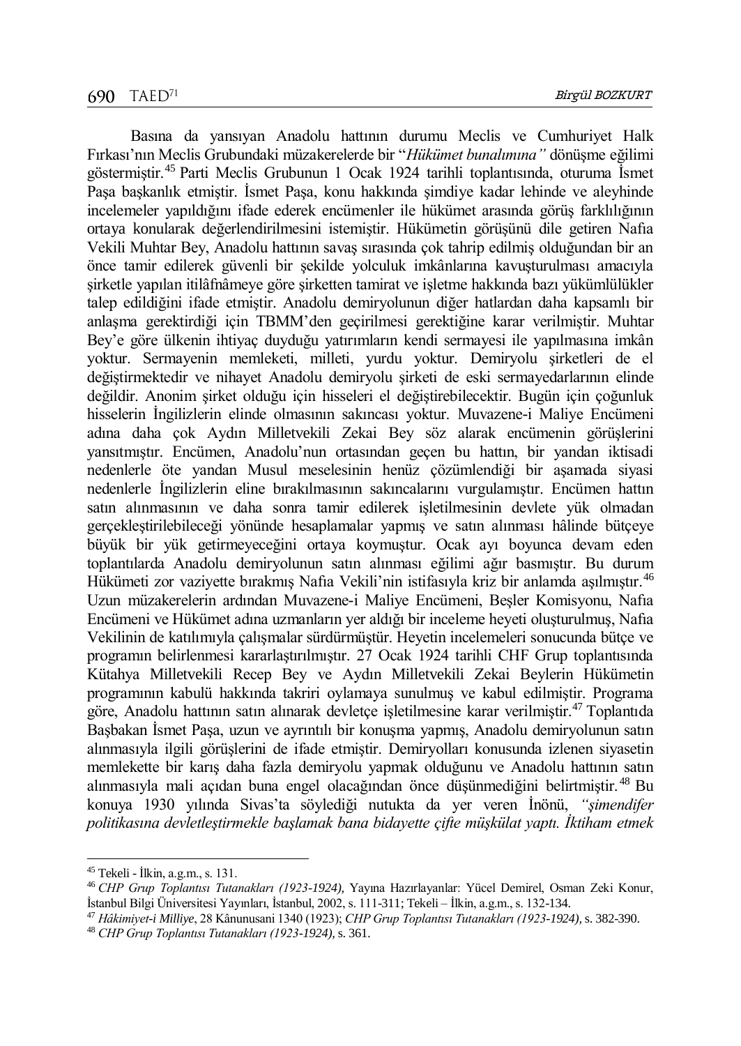Basına da yansıyan Anadolu hattının durumu Meclis ve Cumhuriyet Halk Fırkası'nın Meclis Grubundaki müzakerelerde bir "*Hükümet bunalımına"* dönüşme eğilimi göstermiştir.[45] Parti Meclis Grubunun 1 Ocak 1924 tarihli toplantısında, oturuma İsmet Paşa başkanlık etmiştir. İsmet Paşa, konu hakkında şimdiye kadar lehinde ve aleyhinde incelemeler yapıldığını ifade ederek encümenler ile hükümet arasında görüş farklılığının ortaya konularak değerlendirilmesini istemiştir. Hükümetin görüşünü dile getiren Nafıa Vekili Muhtar Bey, Anadolu hattının savaş sırasında çok tahrip edilmiş olduğundan bir an önce tamir edilerek güvenli bir şekilde yolculuk imkânlarına kavuşturulması amacıyla şirketle yapılan itilâfnâmeye göre şirketten tamirat ve işletme hakkında bazı yükümlülükler talep edildiğini ifade etmiştir. Anadolu demiryolunun diğer hatlardan daha kapsamlı bir anlaşma gerektirdiği için TBMM'den geçirilmesi gerektiğine karar verilmiştir. Muhtar Bey'e göre ülkenin ihtiyaç duyduğu yatırımların kendi sermayesi ile yapılmasına imkân yoktur. Sermayenin memleketi, milleti, yurdu yoktur. Demiryolu şirketleri de el değiştirmektedir ve nihayet Anadolu demiryolu şirketi de eski sermayedarlarının elinde değildir. Anonim şirket olduğu için hisseleri el değiştirebilecektir. Bugün için çoğunluk hisselerin İngilizlerin elinde olmasının sakıncası yoktur. Muvazene-i Maliye Encümeni adına daha çok Aydın Milletvekili Zekai Bey söz alarak encümenin görüşlerini yansıtmıştır. Encümen, Anadolu'nun ortasından geçen bu hattın, bir yandan iktisadi nedenlerle öte yandan Musul meselesinin henüz çözümlendiği bir aşamada siyasi nedenlerle İngilizlerin eline bırakılmasının sakıncalarını vurgulamıştır. Encümen hattın satın alınmasının ve daha sonra tamir edilerek işletilmesinin devlete yük olmadan gerçekleştirilebileceği yönünde hesaplamalar yapmış ve satın alınması hâlinde bütçeye büyük bir yük getirmeyeceğini ortaya koymuştur. Ocak ayı boyunca devam eden toplantılarda Anadolu demiryolunun satın alınması eğilimi ağır basmıştır. Bu durum Hükümeti zor vaziyette bırakmış Nafıa Vekili'nin istifasıyla kriz bir anlamda aşılmıştır.[46] Uzun müzakerelerin ardından Muvazene-i Maliye Encümeni, Beşler Komisyonu, Nafıa Encümeni ve Hükümet adına uzmanların yer aldığı bir inceleme heyeti oluşturulmuş, Nafıa Vekilinin de katılımıyla çalışmalar sürdürmüştür. Heyetin incelemeleri sonucunda bütçe ve programın belirlenmesi kararlaştırılmıştır. 27 Ocak 1924 tarihli CHF Grup toplantısında Kütahya Milletvekili Recep Bey ve Aydın Milletvekili Zekai Beylerin Hükümetin programının kabulü hakkında takriri oylamaya sunulmuş ve kabul edilmiştir. Programa göre, Anadolu hattının satın alınarak devletçe işletilmesine karar verilmiştir.[47] Toplantıda Başbakan İsmet Paşa, uzun ve ayrıntılı bir konuşma yapmış, Anadolu demiryolunun satın alınmasıyla ilgili görüşlerini de ifade etmiştir. Demiryolları konusunda izlenen siyasetin memlekette bir karış daha fazla demiryolu yapmak olduğunu ve Anadolu hattının satın alınmasıyla mali açıdan buna engel olacağından önce düşünmediğini belirtmiştir.[48] Bu konuya 1930 yılında Sivas'ta söylediği nutukta da yer veren İnönü, *"şimendifer politikasına devletleştirmekle başlamak bana bidayette çifte müşkülat yaptı. İktiham etmek*

---

[45] Tekeli - İlkin, a.g.m., s. 131.

[46] *CHP Grup Toplantısı Tutanakları (1923-1924),* Yayına Hazırlayanlar: Yücel Demirel, Osman Zeki Konur, İstanbul Bilgi Üniversitesi Yayınları, İstanbul, 2002, s. 111-311; Tekeli – İlkin, a.g.m., s. 132-134.

[47] *Hâkimiyet-i Milliye*, 28 Kânunusani 1340 (1923); *CHP Grup Toplantısı Tutanakları (1923-1924),* s. 382-390.

[48] *CHP Grup Toplantısı Tutanakları (1923-1924),* s. 361.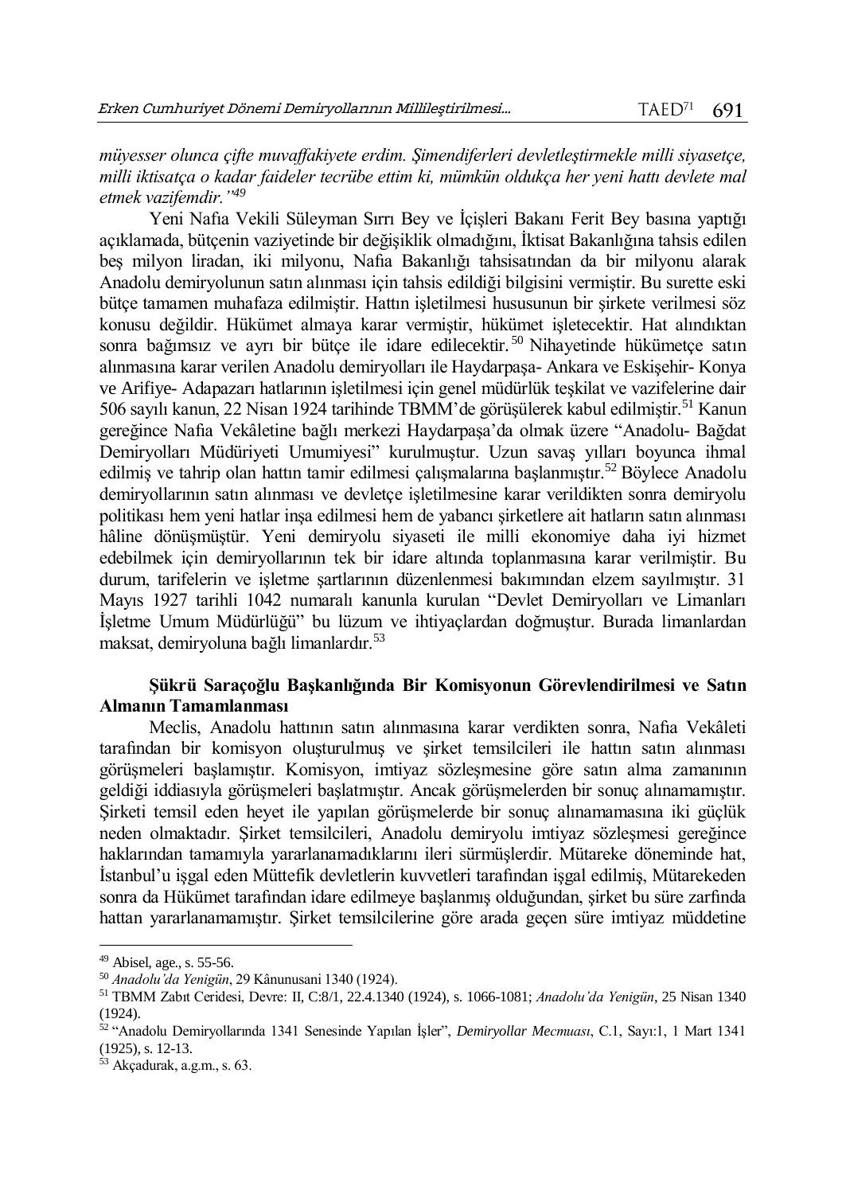*müyesser olunca çifte muvaffakiyete erdim. Şimendiferleri devletleştirmekle milli siyasetçe, milli iktisatça o kadar faideler tecrübe ettim ki, mümkün oldukça her yeni hattı devlete mal etmek vazifemdir.'*[49]

Yeni Nafıa Vekili Süleyman Sırrı Bey ve İçişleri Bakanı Ferit Bey basına yaptığı açıklamada, bütçenin vaziyetinde bir değişiklik olmadığını, İktisat Bakanlığına tahsis edilen beş milyon liradan, iki milyonu, Nafia Bakanlığı tahsisatından da bir milyonu alarak Anadolu demiryolunun satın alınması için tahsis edildiği bilgisini vermiştir. Bu surette eski bütçe tamamen muhafaza edilmiştir. Hattın işletilmesi hususunun bir şirkete verilmesi söz konusu değildir. Hükümet almaya karar vermiştir, hükümet işletecektir. Hat alındıktan sonra bağımsız ve ayrı bir bütçe ile idare edilecektir.[50] Nihayetinde hükümetçe satın alınmasına karar verilen Anadolu demiryolları ile Haydarpaşa- Ankara ve Eskişehir- Konya ve Arifiye- Adapazarı hatlarının işletilmesi için genel müdürlük teşkilat ve vazifelerine dair 506 sayılı kanun, 22 Nisan 1924 tarihinde TBMM'de görüşülerek kabul edilmiştir.[51] Kanun gereğince Nafia Vekâletine bağlı merkezi Haydarpaşa'da olmak üzere "Anadolu- Bağdat Demiryolları Müdüriyeti Umumiyesi" kurulmuştur. Uzun savaş yılları boyunca ihmal edilmiş ve tahrip olan hattın tamir edilmesi çalışmalarına başlanmıştır.[52] Böylece Anadolu demiryollarının satın alınması ve devletçe işletilmesine karar verildikten sonra demiryolu politikası hem yeni hatlar inşa edilmesi hem de yabancı şirketlere ait hatların satın alınması hâline dönüşmüştür. Yeni demiryolu siyaseti ile milli ekonomiye daha iyi hizmet edebilmek için demiryollarının tek bir idare altında toplanmasına karar verilmiştir. Bu durum, tarifelerin ve işletme şartlarının düzenlenmesi bakımından elzem sayılmıştır. 31 Mayıs 1927 tarihli 1042 numaralı kanunla kurulan "Devlet Demiryolları ve Limanları İşletme Umum Müdürlüğü" bu lüzum ve ihtiyaçlardan doğmuştur. Burada limanlardan maksat, demiryoluna bağlı limanlardır.[53]

### Şükrü Saraçoğlu Başkanlığında Bir Komisyonun Görevlendirilmesi ve Satın Almanın Tamamlanması

Meclis, Anadolu hattının satın alınmasına karar verdikten sonra, Nafia Vekâleti tarafından bir komisyon oluşturulmuş ve şirket temsilcileri ile hattın satın alınması görüşmeleri başlamıştır. Komisyon, imtiyaz sözleşmesine göre satın alma zamanının geldiği iddiasıyla görüşmeleri başlatmıştır. Ancak görüşmelerden bir sonuç alınamamıştır. Şirketi temsil eden heyet ile yapılan görüşmelerde bir sonuç alınamamasına iki güçlük neden olmaktadır. Şirket temsilcileri, Anadolu demiryolu imtiyaz sözleşmesi gereğince haklarından tamamıyla yararlanamadıklarını ileri sürmüşlerdir. Mütareke döneminde hat, İstanbul'u işgal eden Müttefik devletlerin kuvvetleri tarafından işgal edilmiş, Mütarekeden sonra da Hükümet tarafından idare edilmeye başlanmış olduğundan, şirket bu süre zarfında hattan yararlanamamıştır. Şirket temsilcilerine göre arada geçen süre imtiyaz müddetine

---

[49] Abisel, age., s. 55-56.

[50] *Anadolu'da Yenigün*, 29 Kânunusani 1340 (1924).

[51] TBMM Zabıt Ceridesi, Devre: II, C:8/1, 22.4.1340 (1924), s. 1066-1081; *Anadolu'da Yenigün*, 25 Nisan 1340 (1924).

[52] "Anadolu Demiryollarında 1341 Senesinde Yapılan İşler", *Demiryollar Mecmuası*, C.1, Sayı:1, 1 Mart 1341 (1925), s. 12-13.

[53] Akçadurak, a.g.m., s. 63.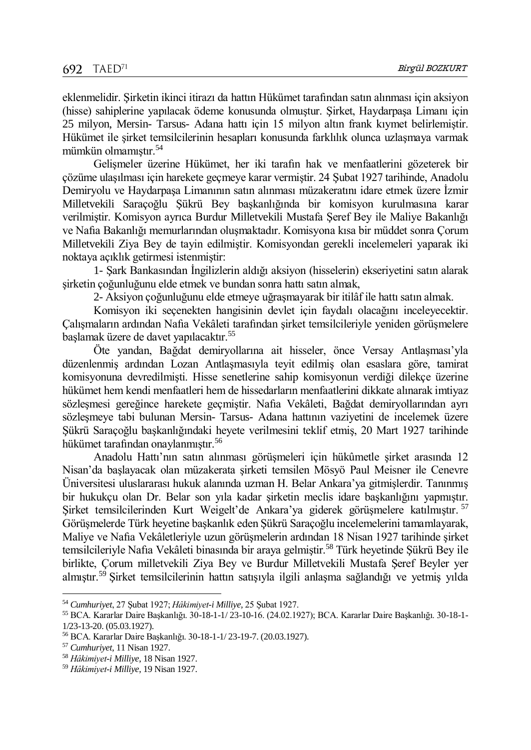eklenmelidir. Şirketin ikinci itirazı da hattın Hükümet tarafından satın alınması için aksiyon (hisse) sahiplerine yapılacak ödeme konusunda olmuştur. Şirket, Haydarpaşa Limanı için 25 milyon, Mersin- Tarsus- Adana hattı için 15 milyon altın frank kıymet belirlemiştir. Hükümet ile şirket temsilcilerinin hesapları konusunda farklılık olunca uzlaşmaya varmak mümkün olmamıştır.[54]

Gelişmeler üzerine Hükümet, her iki tarafın hak ve menfaatlerini gözeterek bir çözüme ulaşılması için harekete geçmeye karar vermiştir. 24 Şubat 1927 tarihinde, Anadolu Demiryolu ve Haydarpaşa Limanının satın alınması müzakeratını idare etmek üzere İzmir Milletvekili Saraçoğlu Şükrü Bey başkanlığında bir komisyon kurulmasına karar verilmiştir. Komisyon ayrıca Burdur Milletvekili Mustafa Şeref Bey ile Maliye Bakanlığı ve Nafia Bakanlığı memurlarından oluşmaktadır. Komisyona kısa bir müddet sonra Çorum Milletvekili Ziya Bey de tayin edilmiştir. Komisyondan gerekli incelemeleri yaparak iki noktaya açıklık getirmesi istenmiştir:

1- Şark Bankasından İngilizlerin aldığı aksiyon (hisselerin) ekseriyetini satın alarak şirketin çoğunluğunu elde etmek ve bundan sonra hattı satın almak,

2- Aksiyon çoğunluğunu elde etmeye uğraşmayarak bir itilâf ile hattı satın almak.

Komisyon iki seçenekten hangisinin devlet için faydalı olacağını inceleyecektir. Çalışmaların ardından Nafia Vekâleti tarafından şirket temsilcileriyle yeniden görüşmelere başlamak üzere de davet yapılacaktır.[55]

Öte yandan, Bağdat demiryollarına ait hisseler, önce Versay Antlaşması'yla düzenlenmiş ardından Lozan Antlaşmasıyla teyit edilmiş olan esaslara göre, tamirat komisyonuna devredilmişti. Hisse senetlerine sahip komisyonun verdiği dilekçe üzerine hükümet hem kendi menfaatleri hem de hissedarların menfaatlerini dikkate alınarak imtiyaz sözleşmesi gereğince harekete geçmiştir. Nafia Vekâleti, Bağdat demiryollarından ayrı sözleşmeye tabi bulunan Mersin- Tarsus- Adana hattının vaziyetini de incelemek üzere Şükrü Saraçoğlu başkanlığındaki heyete verilmesini teklif etmiş, 20 Mart 1927 tarihinde hükümet tarafından onaylanmıştır.[56]

Anadolu Hattı'nın satın alınması görüşmeleri için hükûmetle şirket arasında 12 Nisan'da başlayacak olan müzakerata şirketi temsilen Mösyö Paul Meisner ile Cenevre Üniversitesi uluslararası hukuk alanında uzman H. Belar Ankara'ya gitmişlerdir. Tanınmış bir hukukçu olan Dr. Belar son yıla kadar şirketin meclis idare başkanlığını yapmıştır. Şirket temsilcilerinden Kurt Weigelt'de Ankara'ya giderek görüşmelere katılmıştır.[57] Görüşmelerde Türk heyetine başkanlık eden Şükrü Saraçoğlu incelemelerini tamamlayarak, Maliye ve Nafia Vekâletleriyle uzun görüşmelerin ardından 18 Nisan 1927 tarihinde şirket temsilcileriyle Nafia Vekâleti binasında bir araya gelmiştir.[58] Türk heyetinde Şükrü Bey ile birlikte, Çorum milletvekili Ziya Bey ve Burdur Milletvekili Mustafa Şeref Beyler yer almıştır.[59] Şirket temsilcilerinin hattın satışıyla ilgili anlaşma sağlandığı ve yetmiş yılda

---

[54] *Cumhuriyet*, 27 Şubat 1927; *Hâkimiyet-i Milliye*, 25 Şubat 1927.

[55] BCA. Kararlar Daire Başkanlığı. 30-18-1-1/ 23-10-16. (24.02.1927); BCA. Kararlar Daire Başkanlığı. 30-18-1-1/23-13-20. (05.03.1927).

[56] BCA. Kararlar Daire Başkanlığı. 30-18-1-1/ 23-19-7. (20.03.1927).

[57] *Cumhuriyet*, 11 Nisan 1927.

[58] *Hâkimiyet-i Milliye*, 18 Nisan 1927.

[59] *Hâkimiyet-i Milliye*, 19 Nisan 1927.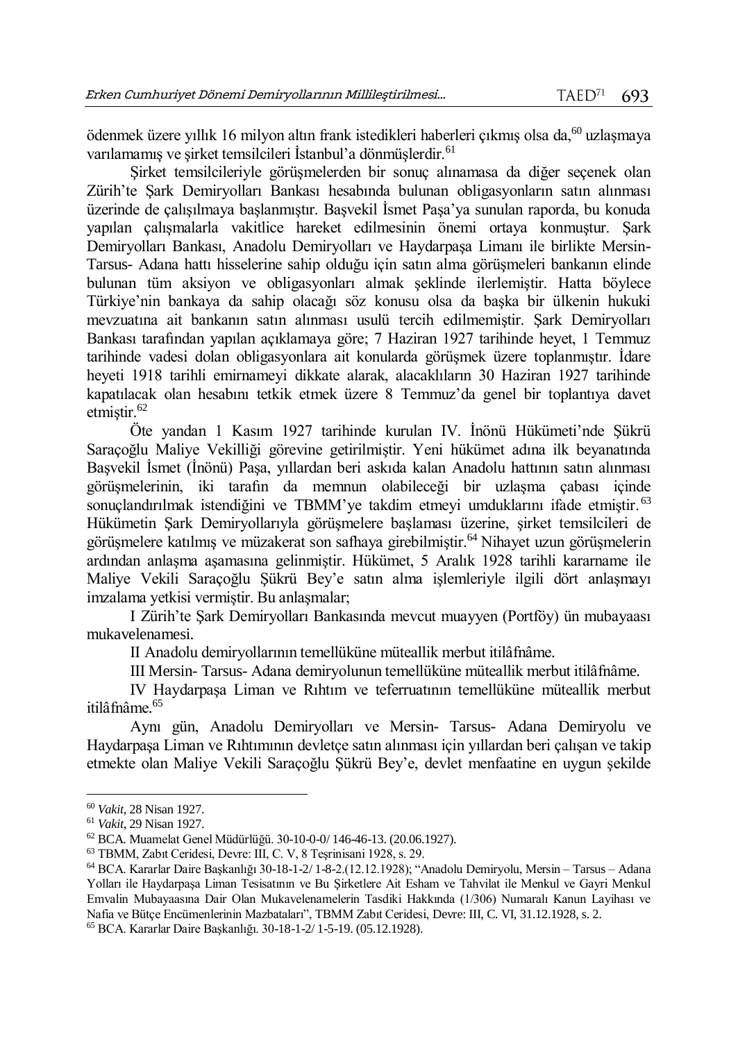ödenmek üzere yıllık 16 milyon altın frank istedikleri haberleri çıkmış olsa da,[60] uzlaşmaya varılamamış ve şirket temsilcileri İstanbul'a dönmüşlerdir.[61]

Şirket temsilcileriyle görüşmelerden bir sonuç alınamasa da diğer seçenek olan Zürih'te Şark Demiryolları Bankası hesabında bulunan obligasyonların satın alınması üzerinde de çalışılmaya başlanmıştır. Başvekil İsmet Paşa'ya sunulan raporda, bu konuda yapılan çalışmalarla vakitlice hareket edilmesinin önemi ortaya konmuştur. Şark Demiryolları Bankası, Anadolu Demiryolları ve Haydarpaşa Limanı ile birlikte Mersin- Tarsus- Adana hattı hisselerine sahip olduğu için satın alma görüşmeleri bankanın elinde bulunan tüm aksiyon ve obligasyonları almak şeklinde ilerlemiştir. Hatta böylece Türkiye'nin bankaya da sahip olacağı söz konusu olsa da başka bir ülkenin hukuki mevzuatına ait bankanın satın alınması usulü tercih edilmemiştir. Şark Demiryolları Bankası tarafından yapılan açıklamaya göre; 7 Haziran 1927 tarihinde heyet, 1 Temmuz tarihinde vadesi dolan obligasyonlara ait konularda görüşmek üzere toplanmıştır. İdare heyeti 1918 tarihli emirnameyi dikkate alarak, alacaklıların 30 Haziran 1927 tarihinde kapatılacak olan hesabını tetkik etmek üzere 8 Temmuz'da genel bir toplantıya davet etmiştir.[62]

Öte yandan 1 Kasım 1927 tarihinde kurulan IV. İnönü Hükümeti'nde Şükrü Saraçoğlu Maliye Vekilliği görevine getirilmiştir. Yeni hükümet adına ilk beyanatında Başvekil İsmet (İnönü) Paşa, yıllardan beri askıda kalan Anadolu hattının satın alınması görüşmelerinin, iki tarafın da memnun olabileceği bir uzlaşma çabası içinde sonuçlandırılmak istendiğini ve TBMM'ye takdim etmeyi umduklarını ifade etmiştir.[63] Hükümetin Şark Demiryollarıyla görüşmelere başlaması üzerine, şirket temsilcileri de görüşmelere katılmış ve müzakerat son safhaya girebilmiştir.[64] Nihayet uzun görüşmelerin ardından anlaşma aşamasına gelinmiştir. Hükümet, 5 Aralık 1928 tarihli kararname ile Maliye Vekili Saraçoğlu Şükrü Bey'e satın alma işlemleriyle ilgili dört anlaşmayı imzalama yetkisi vermiştir. Bu anlaşmalar;

I Zürih'te Şark Demiryolları Bankasında mevcut muayyen (Portföy) ün mubayaası mukavelenamesi.

II Anadolu demiryollarının temellüküne müteallik merbut itilâfnâme.

III Mersin- Tarsus- Adana demiryolunun temellüküne müteallik merbut itilâfnâme.

IV Haydarpaşa Liman ve Rıhtım ve teferruatının temellüküne müteallik merbut itilâfnâme.[65]

Aynı gün, Anadolu Demiryolları ve Mersin- Tarsus- Adana Demiryolu ve Haydarpaşa Liman ve Rıhtımının devletçe satın alınması için yıllardan beri çalışan ve takip etmekte olan Maliye Vekili Saraçoğlu Şükrü Bey'e, devlet menfaatine en uygun şekilde

---

[60] *Vakit*, 28 Nisan 1927.

[61] *Vakit*, 29 Nisan 1927.

[62] BCA. Muamelat Genel Müdürlüğü. 30-10-0-0/ 146-46-13. (20.06.1927).

[63] TBMM, Zabıt Ceridesi, Devre: III, C. V, 8 Teşrinisani 1928, s. 29.

[64] BCA. Kararlar Daire Başkanlığı 30-18-1-2/ 1-8-2.(12.12.1928); "Anadolu Demiryolu, Mersin – Tarsus – Adana Yolları ile Haydarpaşa Liman Tesisatının ve Bu Şirketlere Ait Esham ve Tahvilat ile Menkul ve Gayri Menkul Emvalin Mubayaasına Dair Olan Mukavelenamelerin Tasdiki Hakkında (1/306) Numaralı Kanun Layihası ve Nafia ve Bütçe Encümenlerinin Mazbataları", TBMM Zabıt Ceridesi, Devre: III, C. VI, 31.12.1928, s. 2.

[65] BCA. Kararlar Daire Başkanlığı. 30-18-1-2/ 1-5-19. (05.12.1928).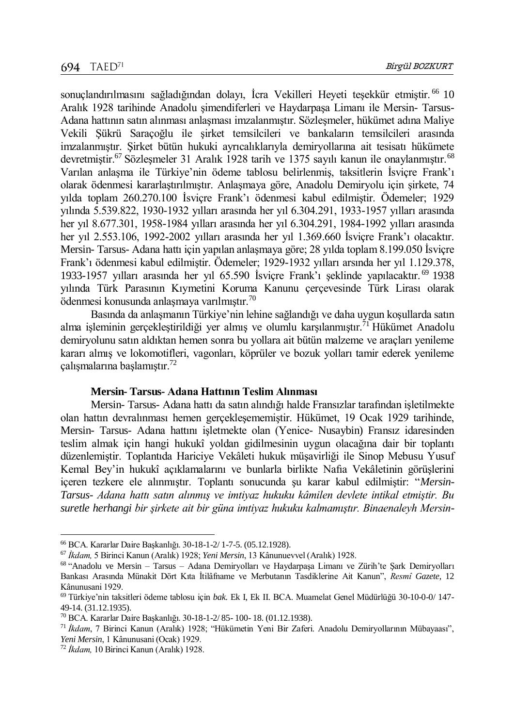sonuçlandırılmasını sağladığından dolayı, İcra Vekilleri Heyeti teşekkür etmiştir.[66] 10 Aralık 1928 tarihinde Anadolu şimendiferleri ve Haydarpaşa Limanı ile Mersin- Tarsus- Adana hattının satın alınması anlaşması imzalanmıştır. Sözleşmeler, hükümet adına Maliye Vekili Şükrü Saraçoğlu ile şirket temsilcileri ve bankaların temsilcileri arasında imzalanmıştır. Şirket bütün hukuki ayrıcalıklarıyla demiryollarına ait tesisatı hükümete devretmiştir.[67] Sözleşmeler 31 Aralık 1928 tarih ve 1375 sayılı kanun ile onaylanmıştır.[68] Varılan anlaşma ile Türkiye'nin ödeme tablosu belirlenmiş, taksitlerin İsviçre Frank'ı olarak ödenmesi kararlaştırılmıştır. Anlaşmaya göre, Anadolu Demiryolu için şirkete, 74 yılda toplam 260.270.100 İsviçre Frank'ı ödenmesi kabul edilmiştir. Ödemeler; 1929 yılında 5.539.822, 1930-1932 yılları arasında her yıl 6.304.291, 1933-1957 yılları arasında her yıl 8.677.301, 1958-1984 yılları arasında her yıl 6.304.291, 1984-1992 yılları arasında her yıl 2.553.106, 1992-2002 yılları arasında her yıl 1.369.660 İsviçre Frank'ı olacaktır. Mersin- Tarsus- Adana hattı için yapılan anlaşmaya göre; 28 yılda toplam 8.199.050 İsviçre Frank'ı ödenmesi kabul edilmiştir. Ödemeler; 1929-1932 yılları arsında her yıl 1.129.378, 1933-1957 yılları arasında her yıl 65.590 İsviçre Frank'ı şeklinde yapılacaktır.[69] 1938 yılında Türk Parasının Kıymetini Koruma Kanunu çerçevesinde Türk Lirası olarak ödenmesi konusunda anlaşmaya varılmıştır.[70]

Basında da anlaşmanın Türkiye'nin lehine sağlandığı ve daha uygun koşullarda satın alma işleminin gerçekleştirildiği yer almış ve olumlu karşılanmıştır.[71] Hükümet Anadolu demiryolunu satın aldıktan hemen sonra bu yollara ait bütün malzeme ve araçları yenileme kararı almış ve lokomotifleri, vagonları, köprüler ve bozuk yolları tamir ederek yenileme çalışmalarına başlamıştır.[72]

### Mersin- Tarsus- Adana Hattının Teslim Alınması

Mersin- Tarsus- Adana hattı da satın alındığı halde Fransızlar tarafından işletilmekte olan hattın devralınması hemen gerçekleşememiştir. Hükümet, 19 Ocak 1929 tarihinde, Mersin- Tarsus- Adana hattını işletmekte olan (Yenice- Nusaybin) Fransız idaresinden teslim almak için hangi hukukî yoldan gidilmesinin uygun olacağına dair bir toplantı düzenlemiştir. Toplantıda Hariciye Vekâleti hukuk müşavirliği ile Sinop Mebusu Yusuf Kemal Bey'in hukukî açıklamalarını ve bunlarla birlikte Nafia Vekâletinin görüşlerini içeren tezkere ele alınmıştır. Toplantı sonucunda şu karar kabul edilmiştir: "*Mersin- Tarsus- Adana hattı satın alınmış ve imtiyaz hukuku kâmilen devlete intikal etmiştir. Bu suretle herhangi bir şirkete ait bir güna imtiyaz hukuku kalmamıştır. Binaenaleyh Mersin-*

---

[66] BCA. Kararlar Daire Başkanlığı. 30-18-1-2/ 1-7-5. (05.12.1928).

[67] *İkdam,* 5 Birinci Kanun (Aralık) 1928; *Yeni Mersin*, 13 Kânunuevvel (Aralık) 1928.

[68] "Anadolu ve Mersin – Tarsus – Adana Demiryolları ve Haydarpaşa Limanı ve Zürih'te Şark Demiryolları Bankası Arasında Münakit Dört Kıta İtilâfname ve Merbutanın Tasdiklerine Ait Kanun", *Resmî Gazete,* 12 Kânunusani 1929.

[69] Türkiye'nin taksitleri ödeme tablosu için *bak.* Ek I, Ek II. BCA. Muamelat Genel Müdürlüğü 30-10-0-0/ 147-49-14. (31.12.1935).

[70] BCA. Kararlar Daire Başkanlığı. 30-18-1-2/ 85- 100- 18. (01.12.1938).

[71] *İkdam*, 7 Birinci Kanun (Aralık) 1928; "Hükümetin Yeni Bir Zaferi. Anadolu Demiryollarının Mübayaası", *Yeni Mersin*, 1 Kânunusani (Ocak) 1929.

[72] *İkdam,* 10 Birinci Kanun (Aralık) 1928.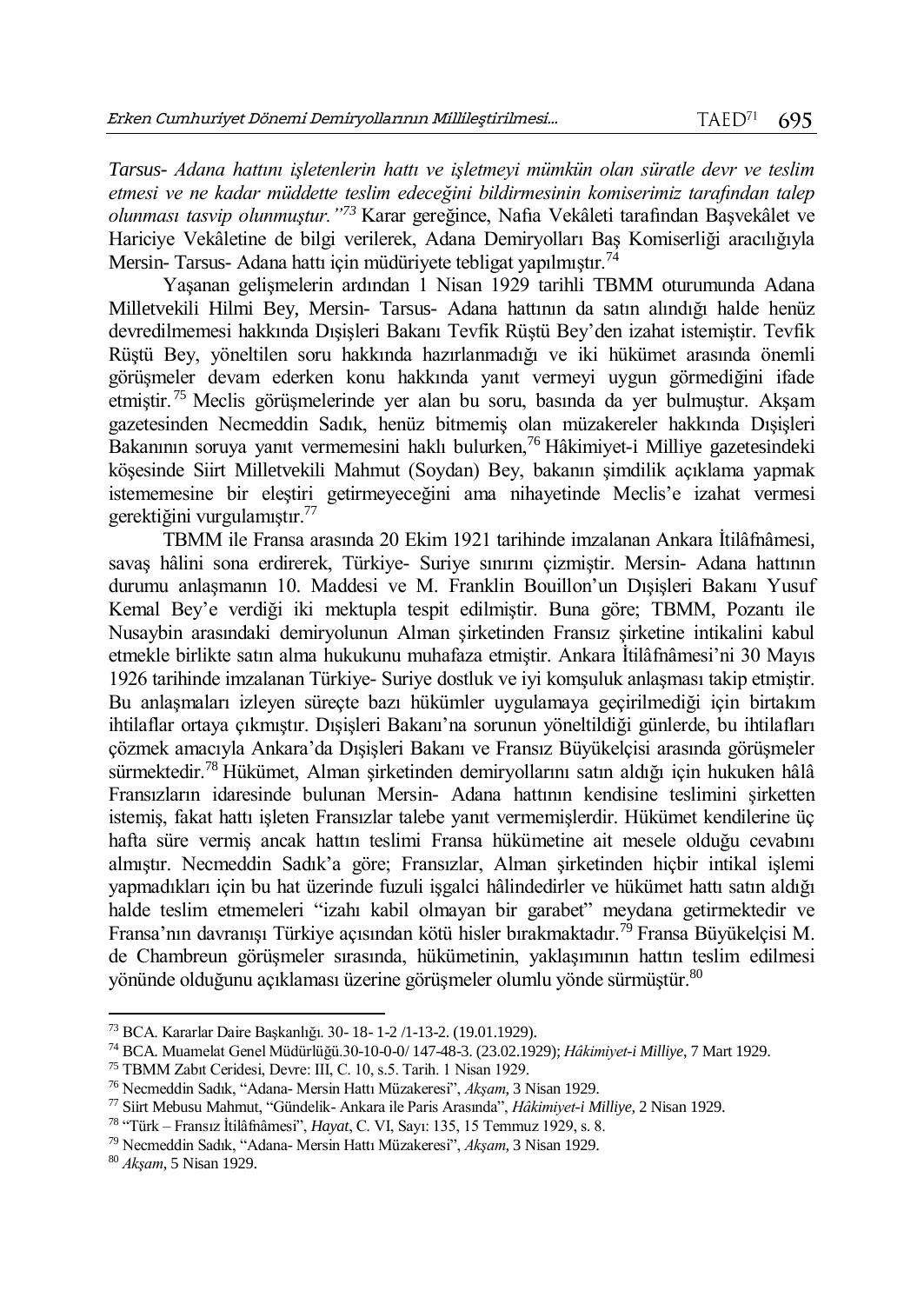*Tarsus- Adana hattını işletenlerin hattı ve işletmeyi mümkün olan süratle devr ve teslim etmesi ve ne kadar müddette teslim edeceğini bildirmesinin komiserimiz tarafından talep olunması tasvip olunmuştur."*[73] Karar gereğince, Nafia Vekâleti tarafından Başvekâlet ve Hariciye Vekâletine de bilgi verilerek, Adana Demiryolları Baş Komiserliği aracılığıyla Mersin- Tarsus- Adana hattı için müdüriyete tebligat yapılmıştır.[74]

Yaşanan gelişmelerin ardından 1 Nisan 1929 tarihli TBMM oturumunda Adana Milletvekili Hilmi Bey, Mersin- Tarsus- Adana hattının da satın alındığı halde henüz devredilmemesi hakkında Dışişleri Bakanı Tevfik Rüştü Bey'den izahat istemiştir. Tevfik Rüştü Bey, yöneltilen soru hakkında hazırlanmadığı ve iki hükümet arasında önemli görüşmeler devam ederken konu hakkında yanıt vermeyi uygun görmediğini ifade etmiştir.[75] Meclis görüşmelerinde yer alan bu soru, basında da yer bulmuştur. Akşam gazetesinden Necmeddin Sadık, henüz bitmemiş olan müzakereler hakkında Dışişleri Bakanının soruya yanıt vermemesini haklı bulurken,[76] Hâkimiyet-i Milliye gazetesindeki köşesinde Siirt Milletvekili Mahmut (Soydan) Bey, bakanın şimdilik açıklama yapmak istememesine bir eleştiri getirmeyeceğini ama nihayetinde Meclis'e izahat vermesi gerektiğini vurgulamıştır.[77]

TBMM ile Fransa arasında 20 Ekim 1921 tarihinde imzalanan Ankara İtilâfnâmesi, savaş hâlini sona erdirerek, Türkiye- Suriye sınırını çizmiştir. Mersin- Adana hattının durumu anlaşmanın 10. Maddesi ve M. Franklin Bouillon'un Dışişleri Bakanı Yusuf Kemal Bey'e verdiği iki mektupla tespit edilmiştir. Buna göre; TBMM, Pozantı ile Nusaybin arasındaki demiryolunun Alman şirketinden Fransız şirketine intikalini kabul etmekle birlikte satın alma hukukunu muhafaza etmiştir. Ankara İtilâfnâmesi'ni 30 Mayıs 1926 tarihinde imzalanan Türkiye- Suriye dostluk ve iyi komşuluk anlaşması takip etmiştir. Bu anlaşmaları izleyen süreçte bazı hükümler uygulamaya geçirilmediği için birtakım ihtilaflar ortaya çıkmıştır. Dışişleri Bakanı'na sorunun yöneltildiği günlerde, bu ihtilafları çözmek amacıyla Ankara'da Dışişleri Bakanı ve Fransız Büyükelçisi arasında görüşmeler sürmektedir.[78] Hükümet, Alman şirketinden demiryollarını satın aldığı için hukuken hâlâ Fransızların idaresinde bulunan Mersin- Adana hattının kendisine teslimini şirketten istemiş, fakat hattı işleten Fransızlar talebe yanıt vermemişlerdir. Hükümet kendilerine üç hafta süre vermiş ancak hattın teslimi Fransa hükümetine ait mesele olduğu cevabını almıştır. Necmeddin Sadık'a göre; Fransızlar, Alman şirketinden hiçbir intikal işlemi yapmadıkları için bu hat üzerinde fuzuli işgalci hâlindedirler ve hükümet hattı satın aldığı halde teslim etmemeleri "izahı kabil olmayan bir garabet" meydana getirmektedir ve Fransa'nın davranışı Türkiye açısından kötü hisler bırakmaktadır.[79] Fransa Büyükelçisi M. de Chambreun görüşmeler sırasında, hükümetinin, yaklaşımının hattın teslim edilmesi yönünde olduğunu açıklaması üzerine görüşmeler olumlu yönde sürmüştür.[80]

---

[73] BCA. Kararlar Daire Başkanlığı. 30- 18- 1-2 /1-13-2. (19.01.1929).

[74] BCA. Muamelat Genel Müdürlüğü.30-10-0-0/ 147-48-3. (23.02.1929); *Hâkimiyet-i Milliye*, 7 Mart 1929.

[75] TBMM Zabıt Ceridesi, Devre: III, C. 10, s.5. Tarih. 1 Nisan 1929.

[76] Necmeddin Sadık, "Adana- Mersin Hattı Müzakeresi", *Akşam*, 3 Nisan 1929.

[77] Siirt Mebusu Mahmut, "Gündelik- Ankara ile Paris Arasında", *Hâkimiyet-i Milliye*, 2 Nisan 1929.

[78] "Türk – Fransız İtilâfnâmesi", *Hayat*, C. VI, Sayı: 135, 15 Temmuz 1929, s. 8.

[79] Necmeddin Sadık, "Adana- Mersin Hattı Müzakeresi", *Akşam*, 3 Nisan 1929.

[80] *Akşam*, 5 Nisan 1929.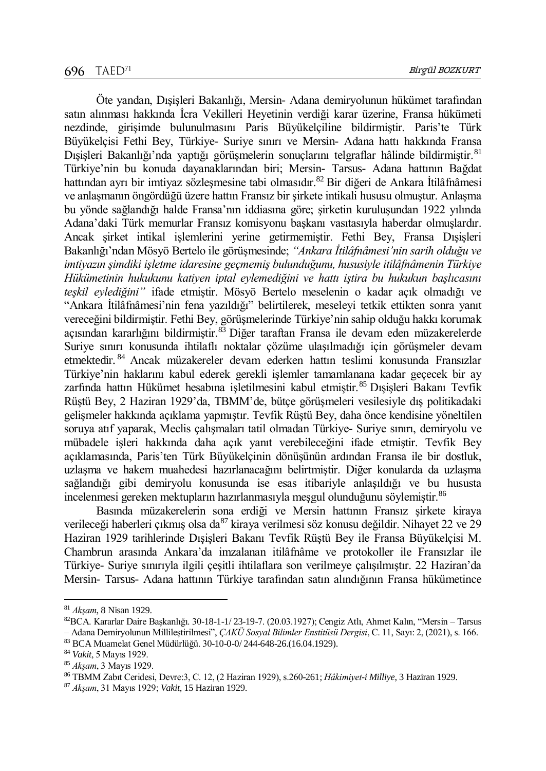Öte yandan, Dışişleri Bakanlığı, Mersin- Adana demiryolunun hükümet tarafından satın alınması hakkında İcra Vekilleri Heyetinin verdiği karar üzerine, Fransa hükümeti nezdinde, girişimde bulunulmasını Paris Büyükelçiline bildirmiştir. Paris'te Türk Büyükelçisi Fethi Bey, Türkiye- Suriye sınırı ve Mersin- Adana hattı hakkında Fransa Dışişleri Bakanlığı'nda yaptığı görüşmelerin sonuçlarını telgraflar hâlinde bildirmiştir.[81] Türkiye'nin bu konuda dayanaklarından biri; Mersin- Tarsus- Adana hattının Bağdat hattından ayrı bir imtiyaz sözleşmesine tabi olmasıdır.[82] Bir diğeri de Ankara İtilâfnâmesi ve anlaşmanın öngördüğü üzere hattın Fransız bir şirkete intikali hususu olmuştur. Anlaşma bu yönde sağlandığı halde Fransa'nın iddiasına göre; şirketin kuruluşundan 1922 yılında Adana'daki Türk memurlar Fransız komisyonu başkanı vasıtasıyla haberdar olmuşlardır. Ancak şirket intikal işlemlerini yerine getirmemiştir. Fethi Bey, Fransa Dışişleri Bakanlığı'ndan Mösyö Bertelo ile görüşmesinde; *"Ankara İtilâfnâmesi'nin sarih olduğu ve imtiyazın şimdiki işletme idaresine geçmemiş bulunduğunu, hususiyle itilâfnâmenin Türkiye Hükümetinin hukukunu katiyen iptal eylemediğini ve hattı iştira bu hukukun başlıcasını teşkil eylediğini"* ifade etmiştir. Mösyö Bertelo meselenin o kadar açık olmadığı ve "Ankara İtilâfnâmesi'nin fena yazıldığı" belirtilerek, meseleyi tetkik ettikten sonra yanıt vereceğini bildirmiştir. Fethi Bey, görüşmelerinde Türkiye'nin sahip olduğu hakkı korumak açısından kararlılığını bildirmiştir.[83] Diğer taraftan Fransa ile devam eden müzakerelerde Suriye sınırı konusunda ihtilaflı noktalar çözüme ulaşılmadığı için görüşmeler devam etmektedir.[84] Ancak müzakereler devam ederken hattın teslimi konusunda Fransızlar Türkiye'nin haklarını kabul ederek gerekli işlemler tamamlanana kadar geçecek bir ay zarfında hattın Hükümet hesabına işletilmesini kabul etmiştir.[85] Dışişleri Bakanı Tevfik Rüştü Bey, 2 Haziran 1929'da, TBMM'de, bütçe görüşmeleri vesilesiyle dış politikadaki gelişmeler hakkında açıklama yapmıştır. Tevfik Rüştü Bey, daha önce kendisine yöneltilen soruya atıf yaparak, Meclis çalışmaları tatil olmadan Türkiye- Suriye sınırı, demiryolu ve mübadele işleri hakkında daha açık yanıt verebileceğini ifade etmiştir. Tevfik Bey açıklamasında, Paris'ten Türk Büyükelçinin dönüşünün ardından Fransa ile bir dostluk, uzlaşma ve hakem muahedesi hazırlanacağını belirtmiştir. Diğer konularda da uzlaşma sağlandığı gibi demiryolu konusunda ise esas itibariyle anlaşıldığı ve bu hususta incelenmesi gereken mektupların hazırlanmasıyla meşgul olunduğunu söylemiştir.[86]

Basında müzakerelerin sona erdiği ve Mersin hattının Fransız şirkete kiraya verileceği haberleri çıkmış olsa da[87] kiraya verilmesi söz konusu değildir. Nihayet 22 ve 29 Haziran 1929 tarihlerinde Dışişleri Bakanı Tevfik Rüştü Bey ile Fransa Büyükelçisi M. Chambrun arasında Ankara'da imzalanan itilâfnâme ve protokoller ile Fransızlar ile Türkiye- Suriye sınırıyla ilgili çeşitli ihtilaflara son verilmeye çalışılmıştır. 22 Haziran'da Mersin- Tarsus- Adana hattının Türkiye tarafından satın alındığının Fransa hükümetince

---

[81] *Akşam*, 8 Nisan 1929.

[82] BCA. Kararlar Daire Başkanlığı. 30-18-1-1/ 23-19-7. (20.03.1927); Cengiz Atlı, Ahmet Kalın, "Mersin – Tarsus – Adana Demiryolunun Millileştirilmesi", *ÇAKÜ Sosyal Bilimler Enstitüsü Dergisi*, C. 11, Sayı: 2, (2021), s. 166.

[83] BCA Muamelat Genel Müdürlüğü. 30-10-0-0/ 244-648-26.(16.04.1929).

[84] *Vakit*, 5 Mayıs 1929.

[85] *Akşam*, 3 Mayıs 1929.

[86] TBMM Zabıt Ceridesi, Devre:3, C. 12, (2 Haziran 1929), s.260-261; *Hâkimiyet-i Milliye*, 3 Haziran 1929.

[87] *Akşam*, 31 Mayıs 1929; *Vakit*, 15 Haziran 1929.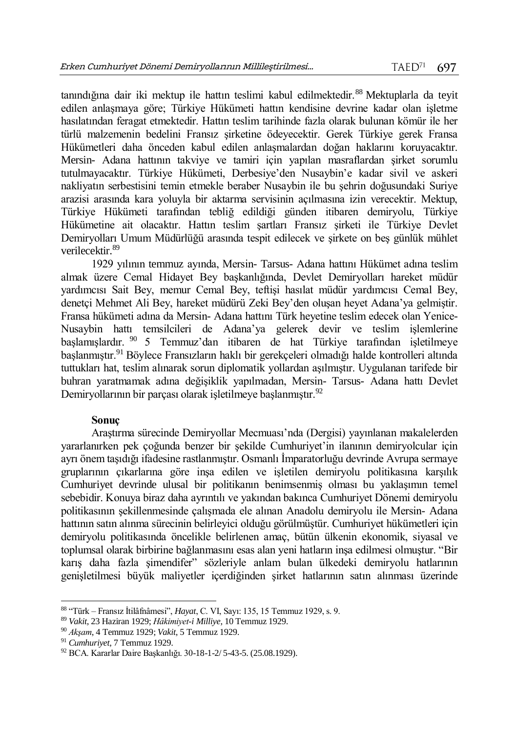tanındığına dair iki mektup ile hattın teslimi kabul edilmektedir.[88] Mektuplarla da teyit edilen anlaşmaya göre; Türkiye Hükümeti hattın kendisine devrine kadar olan işletme hasılatından feragat etmektedir. Hattın teslim tarihinde fazla olarak bulunan kömür ile her türlü malzemenin bedelini Fransız şirketine ödeyecektir. Gerek Türkiye gerek Fransa Hükümetleri daha önceden kabul edilen anlaşmalardan doğan haklarını koruyacaktır. Mersin- Adana hattının takviye ve tamiri için yapılan masraflardan şirket sorumlu tutulmayacaktır. Türkiye Hükümeti, Derbesiye'den Nusaybin'e kadar sivil ve askeri nakliyatın serbestisini temin etmekle beraber Nusaybin ile bu şehrin doğusundaki Suriye arazisi arasında kara yoluyla bir aktarma servisinin açılmasına izin verecektir. Mektup, Türkiye Hükümeti tarafından tebliğ edildiği günden itibaren demiryolu, Türkiye Hükümetine ait olacaktır. Hattın teslim şartları Fransız şirketi ile Türkiye Devlet Demiryolları Umum Müdürlüğü arasında tespit edilecek ve şirkete on beş günlük mühlet verilecektir.[89]

1929 yılının temmuz ayında, Mersin- Tarsus- Adana hattını Hükümet adına teslim almak üzere Cemal Hidayet Bey başkanlığında, Devlet Demiryolları hareket müdür yardımcısı Sait Bey, memur Cemal Bey, teftişi hasılat müdür yardımcısı Cemal Bey, denetçi Mehmet Ali Bey, hareket müdürü Zeki Bey'den oluşan heyet Adana'ya gelmiştir. Fransa hükümeti adına da Mersin- Adana hattını Türk heyetine teslim edecek olan Yenice-Nusaybin hattı temsilcileri de Adana'ya gelerek devir ve teslim işlemlerine başlamışlardır.[90] 5 Temmuz'dan itibaren de hat Türkiye tarafından işletilmeye başlanmıştır.[91] Böylece Fransızların haklı bir gerekçeleri olmadığı halde kontrolleri altında tuttukları hat, teslim alınarak sorun diplomatik yollardan aşılmıştır. Uygulanan tarifede bir buhran yaratmamak adına değişiklik yapılmadan, Mersin- Tarsus- Adana hattı Devlet Demiryollarının bir parçası olarak işletilmeye başlanmıştır.[92]

## Sonuç

Araştırma sürecinde Demiryollar Mecmuası'nda (Dergisi) yayınlanan makalelerden yararlanırken pek çoğunda benzer bir şekilde Cumhuriyet'in ilanının demiryolcular için ayrı önem taşıdığı ifadesine rastlanmıştır. Osmanlı İmparatorluğu devrinde Avrupa sermaye gruplarının çıkarlarına göre inşa edilen ve işletilen demiryolu politikasına karşılık Cumhuriyet devrinde ulusal bir politikanın benimsenmiş olması bu yaklaşımın temel sebebidir. Konuya biraz daha ayrıntılı ve yakından bakınca Cumhuriyet Dönemi demiryolu politikasının şekillenmesinde çalışmada ele alınan Anadolu demiryolu ile Mersin- Adana hattının satın alınma sürecinin belirleyici olduğu görülmüştür. Cumhuriyet hükümetleri için demiryolu politikasında öncelikle belirlenen amaç, bütün ülkenin ekonomik, siyasal ve toplumsal olarak birbirine bağlanmasını esas alan yeni hatların inşa edilmesi olmuştur. "Bir karış daha fazla şimendifer" sözleriyle anlam bulan ülkedeki demiryolu hatlarının genişletilmesi büyük maliyetler içerdiğinden şirket hatlarının satın alınması üzerinde

---

[88] "Türk – Fransız İtilâfnâmesi", *Hayat*, C. VI, Sayı: 135, 15 Temmuz 1929, s. 9.

[89] *Vakit*, 23 Haziran 1929; *Hâkimiyet-i Milliye*, 10 Temmuz 1929.

[90] *Akşam*, 4 Temmuz 1929; *Vakit*, 5 Temmuz 1929.

[91] *Cumhuriyet*, 7 Temmuz 1929.

[92] BCA. Kararlar Daire Başkanlığı. 30-18-1-2/ 5-43-5. (25.08.1929).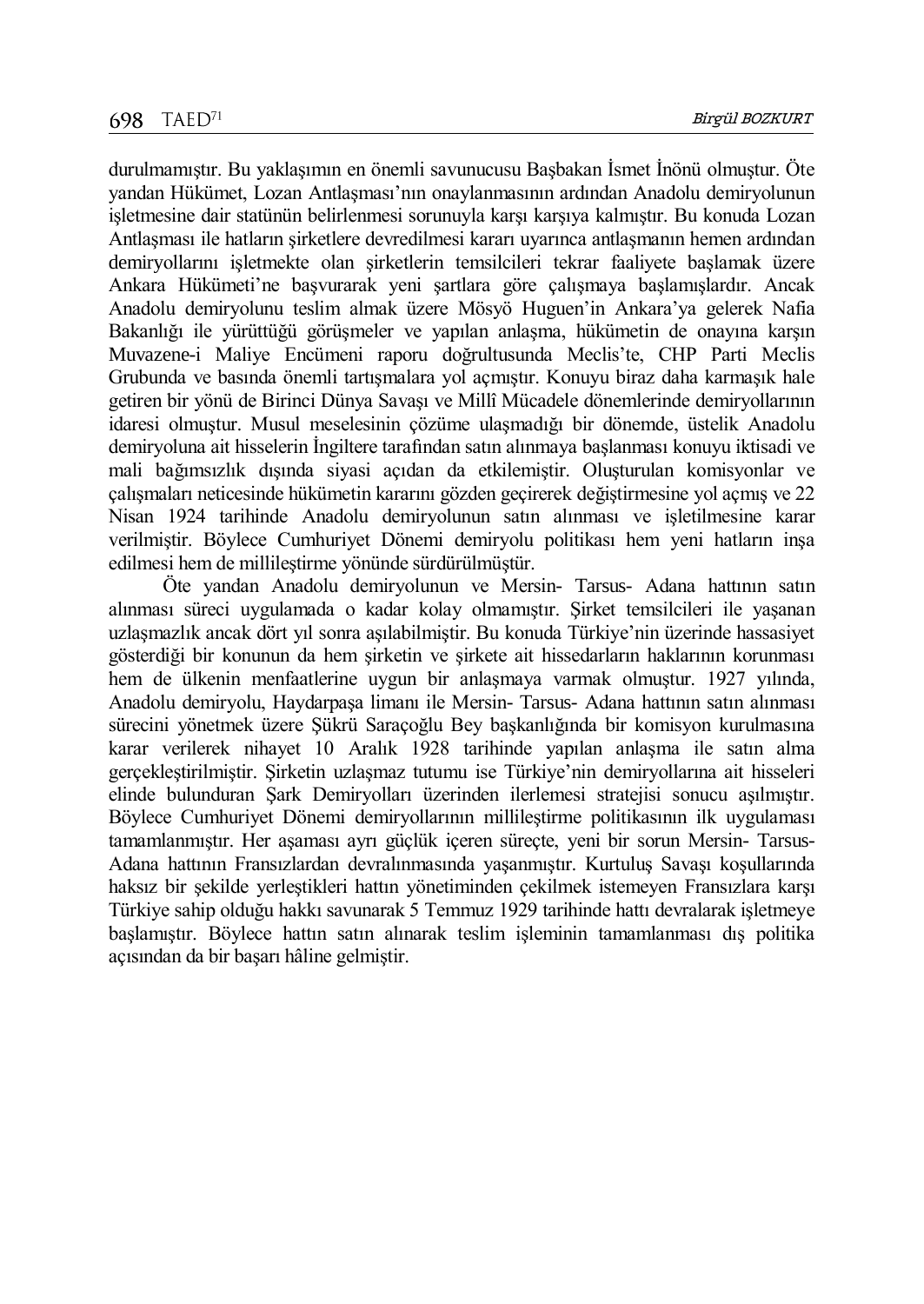durulmamıştır. Bu yaklaşımın en önemli savunucusu Başbakan İsmet İnönü olmuştur. Öte yandan Hükümet, Lozan Antlaşması'nın onaylanmasının ardından Anadolu demiryolunun işletmesine dair statünün belirlenmesi sorunuyla karşı karşıya kalmıştır. Bu konuda Lozan Antlaşması ile hatların şirketlere devredilmesi kararı uyarınca antlaşmanın hemen ardından demiryollarını işletmekte olan şirketlerin temsilcileri tekrar faaliyete başlamak üzere Ankara Hükümeti'ne başvurarak yeni şartlara göre çalışmaya başlamışlardır. Ancak Anadolu demiryolunu teslim almak üzere Mösyö Huguen'in Ankara'ya gelerek Nafia Bakanlığı ile yürüttüğü görüşmeler ve yapılan anlaşma, hükümetin de onayına karşın Muvazene-i Maliye Encümeni raporu doğrultusunda Meclis'te, CHP Parti Meclis Grubunda ve basında önemli tartışmalara yol açmıştır. Konuyu biraz daha karmaşık hale getiren bir yönü de Birinci Dünya Savaşı ve Millî Mücadele dönemlerinde demiryollarının idaresi olmuştur. Musul meselesinin çözüme ulaşmadığı bir dönemde, üstelik Anadolu demiryoluna ait hisselerin İngiltere tarafından satın alınmaya başlanması konuyu iktisadi ve mali bağımsızlık dışında siyasi açıdan da etkilemiştir. Oluşturulan komisyonlar ve çalışmaları neticesinde hükümetin kararını gözden geçirerek değiştirmesine yol açmış ve 22 Nisan 1924 tarihinde Anadolu demiryolunun satın alınması ve işletilmesine karar verilmiştir. Böylece Cumhuriyet Dönemi demiryolu politikası hem yeni hatların inşa edilmesi hem de millileştirme yönünde sürdürülmüştür.

Öte yandan Anadolu demiryolunun ve Mersin- Tarsus- Adana hattının satın alınması süreci uygulamada o kadar kolay olmamıştır. Şirket temsilcileri ile yaşanan uzlaşmazlık ancak dört yıl sonra aşılabilmiştir. Bu konuda Türkiye'nin üzerinde hassasiyet gösterdiği bir konunun da hem şirketin ve şirkete ait hissedarların haklarının korunması hem de ülkenin menfaatlerine uygun bir anlaşmaya varmak olmuştur. 1927 yılında, Anadolu demiryolu, Haydarpaşa limanı ile Mersin- Tarsus- Adana hattının satın alınması sürecini yönetmek üzere Şükrü Saraçoğlu Bey başkanlığında bir komisyon kurulmasına karar verilerek nihayet 10 Aralık 1928 tarihinde yapılan anlaşma ile satın alma gerçekleştirilmiştir. Şirketin uzlaşmaz tutumu ise Türkiye'nin demiryollarına ait hisseleri elinde bulunduran Şark Demiryolları üzerinden ilerlemesi stratejisi sonucu aşılmıştır. Böylece Cumhuriyet Dönemi demiryollarının millileştirme politikasının ilk uygulaması tamamlanmıştır. Her aşaması ayrı güçlük içeren süreçte, yeni bir sorun Mersin- Tarsus- Adana hattının Fransızlardan devralınmasında yaşanmıştır. Kurtuluş Savaşı koşullarında haksız bir şekilde yerleştikleri hattın yönetiminden çekilmek istemeyen Fransızlara karşı Türkiye sahip olduğu hakkı savunarak 5 Temmuz 1929 tarihinde hattı devralarak işletmeye başlamıştır. Böylece hattın satın alınarak teslim işleminin tamamlanması dış politika açısından da bir başarı hâline gelmiştir.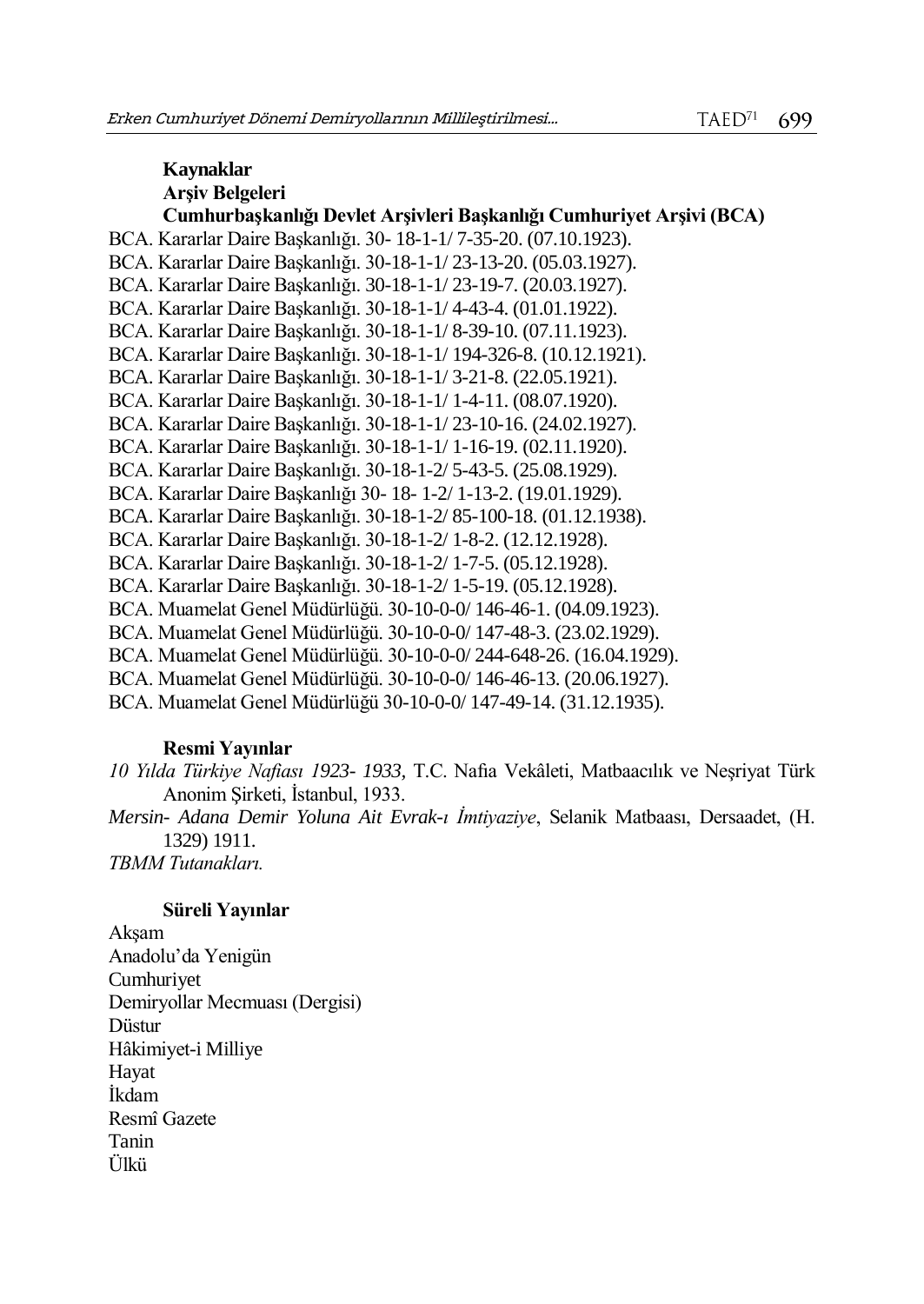## Kaynaklar

### Arşiv Belgeleri

### Cumhurbaşkanlığı Devlet Arşivleri Başkanlığı Cumhuriyet Arşivi (BCA)

BCA. Kararlar Daire Başkanlığı. 30- 18-1-1/ 7-35-20. (07.10.1923).
BCA. Kararlar Daire Başkanlığı. 30-18-1-1/ 23-13-20. (05.03.1927).
BCA. Kararlar Daire Başkanlığı. 30-18-1-1/ 23-19-7. (20.03.1927).
BCA. Kararlar Daire Başkanlığı. 30-18-1-1/ 4-43-4. (01.01.1922).
BCA. Kararlar Daire Başkanlığı. 30-18-1-1/ 8-39-10. (07.11.1923).
BCA. Kararlar Daire Başkanlığı. 30-18-1-1/ 194-326-8. (10.12.1921).
BCA. Kararlar Daire Başkanlığı. 30-18-1-1/ 3-21-8. (22.05.1921).
BCA. Kararlar Daire Başkanlığı. 30-18-1-1/ 1-4-11. (08.07.1920).
BCA. Kararlar Daire Başkanlığı. 30-18-1-1/ 23-10-16. (24.02.1927).
BCA. Kararlar Daire Başkanlığı. 30-18-1-1/ 1-16-19. (02.11.1920).
BCA. Kararlar Daire Başkanlığı. 30-18-1-2/ 5-43-5. (25.08.1929).
BCA. Kararlar Daire Başkanlığı 30- 18- 1-2/ 1-13-2. (19.01.1929).
BCA. Kararlar Daire Başkanlığı. 30-18-1-2/ 85-100-18. (01.12.1938).
BCA. Kararlar Daire Başkanlığı. 30-18-1-2/ 1-8-2. (12.12.1928).
BCA. Kararlar Daire Başkanlığı. 30-18-1-2/ 1-7-5. (05.12.1928).
BCA. Kararlar Daire Başkanlığı. 30-18-1-2/ 1-5-19. (05.12.1928).
BCA. Muamelat Genel Müdürlüğü. 30-10-0-0/ 146-46-1. (04.09.1923).
BCA. Muamelat Genel Müdürlüğü. 30-10-0-0/ 147-48-3. (23.02.1929).
BCA. Muamelat Genel Müdürlüğü. 30-10-0-0/ 244-648-26. (16.04.1929).
BCA. Muamelat Genel Müdürlüğü. 30-10-0-0/ 146-46-13. (20.06.1927).
BCA. Muamelat Genel Müdürlüğü 30-10-0-0/ 147-49-14. (31.12.1935).

### Resmi Yayınlar

*10 Yılda Türkiye Nafiası 1923- 1933*, T.C. Nafia Vekâleti, Matbaacılık ve Neşriyat Türk Anonim Şirketi, İstanbul, 1933.

*Mersin- Adana Demir Yoluna Ait Evrak-ı İmtiyaziye*, Selanik Matbaası, Dersaadet, (H. 1329) 1911.

*TBMM Tutanakları.*

### Süreli Yayınlar

Akşam
Anadolu'da Yenigün
Cumhuriyet
Demiryollar Mecmuası (Dergisi)
Düstur
Hâkimiyet-i Milliye
Hayat
İkdam
Resmî Gazete
Tanin
Ülkü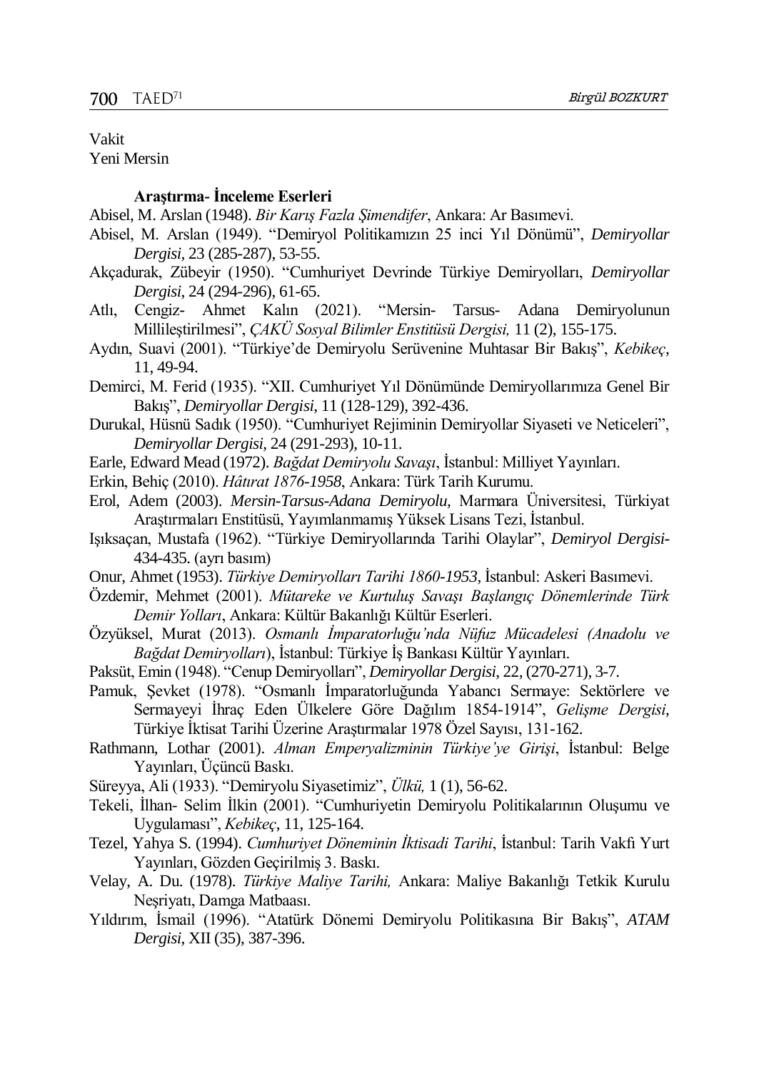Vakit
Yeni Mersin

### Araştırma- İnceleme Eserleri

Abisel, M. Arslan (1948). *Bir Karış Fazla Şimendifer*, Ankara: Ar Basımevi.

Abisel, M. Arslan (1949). "Demiryol Politikamızın 25 inci Yıl Dönümü", *Demiryollar Dergisi*, 23 (285-287), 53-55.

Akçadurak, Zübeyir (1950). "Cumhuriyet Devrinde Türkiye Demiryolları, *Demiryollar Dergisi*, 24 (294-296), 61-65.

Atlı, Cengiz- Ahmet Kalın (2021). "Mersin- Tarsus- Adana Demiryolunun Millileştirilmesi", *ÇAKÜ Sosyal Bilimler Enstitüsü Dergisi,* 11 (2), 155-175.

Aydın, Suavi (2001). "Türkiye'de Demiryolu Serüvenine Muhtasar Bir Bakış", *Kebikeç*, 11, 49-94.

Demirci, M. Ferid (1935). "XII. Cumhuriyet Yıl Dönümünde Demiryollarımıza Genel Bir Bakış", *Demiryollar Dergisi*, 11 (128-129), 392-436.

Durukal, Hüsnü Sadık (1950). "Cumhuriyet Rejiminin Demiryollar Siyaseti ve Neticeleri", *Demiryollar Dergisi*, 24 (291-293), 10-11.

Earle, Edward Mead (1972). *Bağdat Demiryolu Savaşı*, İstanbul: Milliyet Yayınları.

Erkin, Behiç (2010). *Hâtırat 1876-1958*, Ankara: Türk Tarih Kurumu.

Erol, Adem (2003). *Mersin-Tarsus-Adana Demiryolu,* Marmara Üniversitesi, Türkiyat Araştırmaları Enstitüsü, Yayımlanmamış Yüksek Lisans Tezi, İstanbul.

Işıksaçan, Mustafa (1962). "Türkiye Demiryollarında Tarihi Olaylar", *Demiryol Dergisi*-434-435. (ayrı basım)

Onur, Ahmet (1953). *Türkiye Demiryolları Tarihi 1860-1953,* İstanbul: Askeri Basımevi.

Özdemir, Mehmet (2001). *Mütareke ve Kurtuluş Savaşı Başlangıç Dönemlerinde Türk Demir Yolları*, Ankara: Kültür Bakanlığı Kültür Eserleri.

Özyüksel, Murat (2013). *Osmanlı İmparatorluğu'nda Nüfuz Mücadelesi (Anadolu ve Bağdat Demiryolları*), İstanbul: Türkiye İş Bankası Kültür Yayınları.

Paksüt, Emin (1948). "Cenup Demiryolları", *Demiryollar Dergisi*, 22, (270-271), 3-7.

Pamuk, Şevket (1978). "Osmanlı İmparatorluğunda Yabancı Sermaye: Sektörlere ve Sermayeyi İhraç Eden Ülkelere Göre Dağılım 1854-1914", *Gelişme Dergisi*, Türkiye İktisat Tarihi Üzerine Araştırmalar 1978 Özel Sayısı, 131-162.

Rathmann, Lothar (2001). *Alman Emperyalizminin Türkiye'ye Girişi*, İstanbul: Belge Yayınları, Üçüncü Baskı.

Süreyya, Ali (1933). "Demiryolu Siyasetimiz", *Ülkü,* 1 (1), 56-62.

Tekeli, İlhan- Selim İlkin (2001). "Cumhuriyetin Demiryolu Politikalarının Oluşumu ve Uygulaması", *Kebikeç*, 11, 125-164.

Tezel, Yahya S. (1994). *Cumhuriyet Döneminin İktisadi Tarihi*, İstanbul: Tarih Vakfı Yurt Yayınları, Gözden Geçirilmiş 3. Baskı.

Velay, A. Du. (1978). *Türkiye Maliye Tarihi,* Ankara: Maliye Bakanlığı Tetkik Kurulu Neşriyatı, Damga Matbaası.

Yıldırım, İsmail (1996). "Atatürk Dönemi Demiryolu Politikasına Bir Bakış", *ATAM Dergisi*, XII (35), 387-396.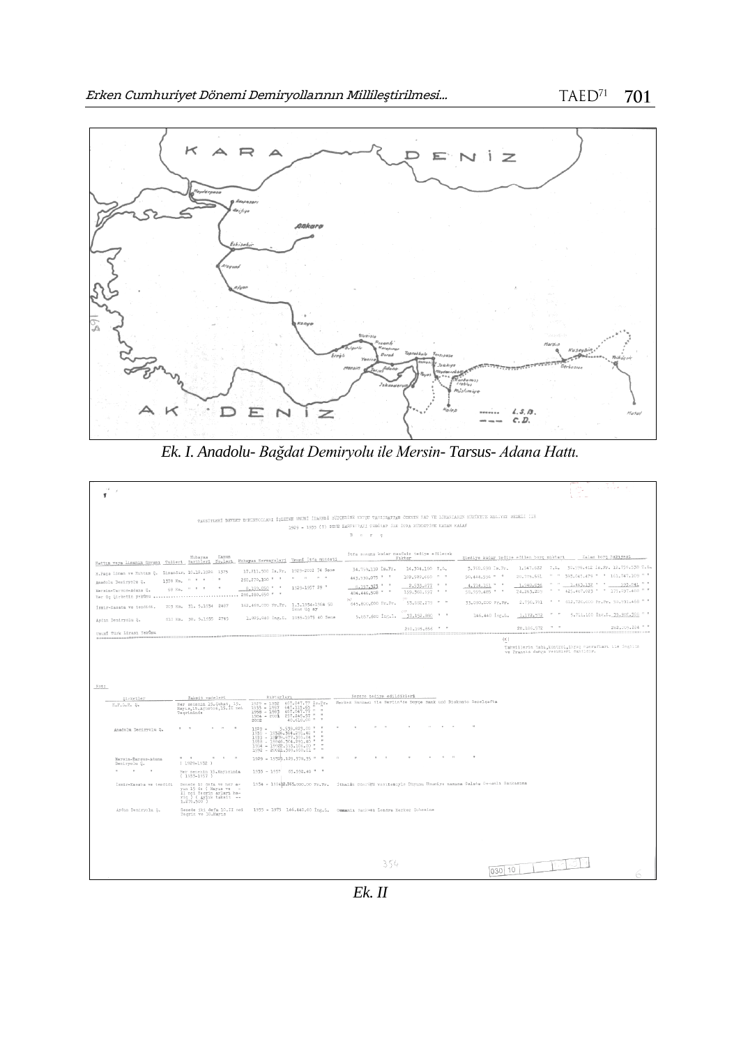Ek. I. Anadolu- Bağdat Demiryolu ile Mersin- Tarsus- Adana Hattı.

Ek. II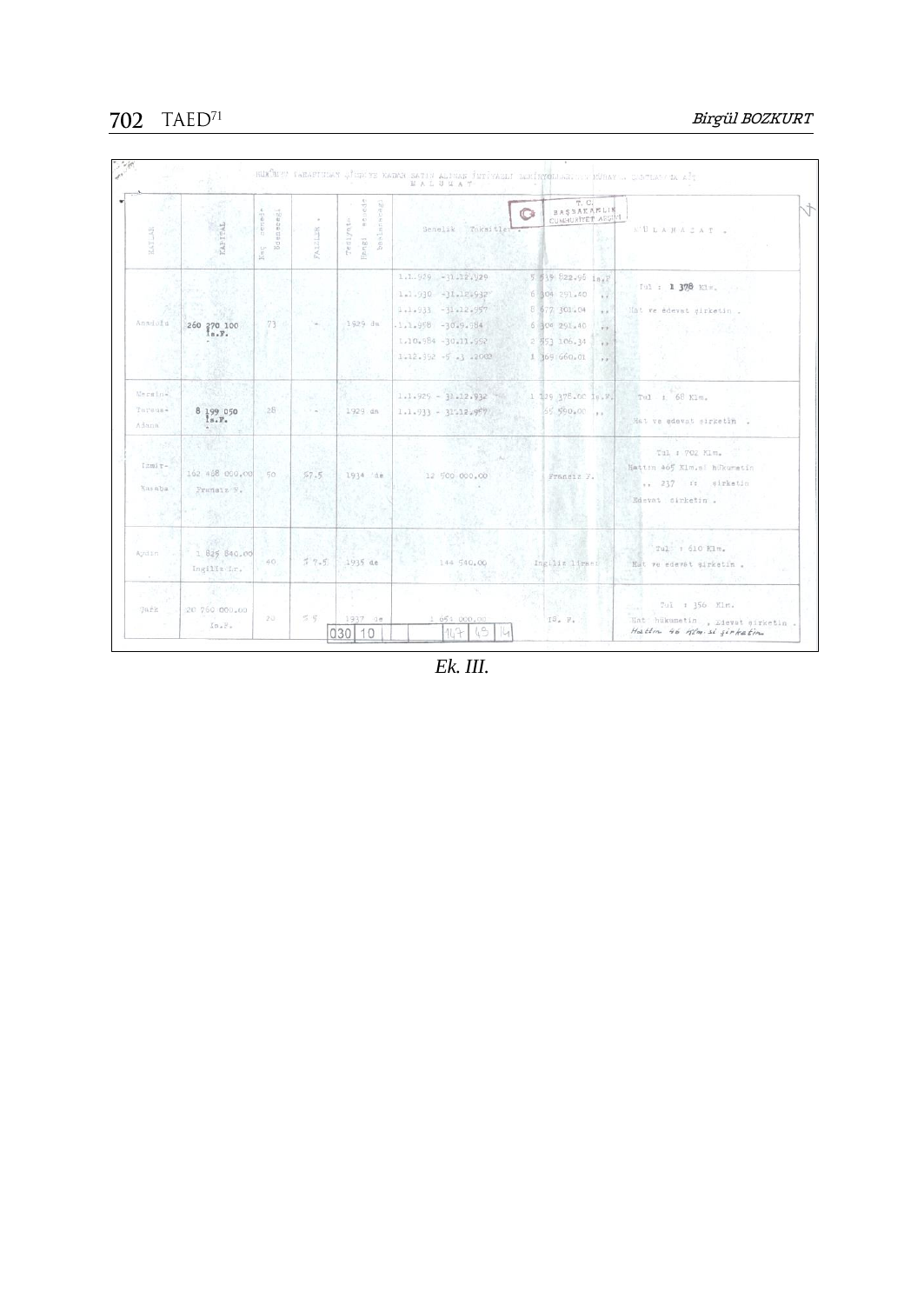HÜKÜMET TARAFINDAN ŞİMDİYE KADAR SATIN ALINAN İMTİYAZLI DEMİRYOLLARININ MÜBAYAA ŞARTLARINA AİT MALUMAT

T.C. BAŞBAKANLIK CUMHURİYET ARŞİVİ

| HATLAR | KAPİTAL | Kaç senede ödenecek | FAİZLER | Tediyata hangi seneden başlanacağı | Senelik Taksitler | | MÜLAHAZAT |
|---|---|---|---|---|---|---|---|
| Anadolu | 260 270 100 Is.F. | 73 | - | 1929 da | 1.1.929 -31.12.929<br>1.1.930 -31.12.932<br>1.1.933 -31.12.957<br>1.1.958 -30.9.984<br>1.10.984 -30.11.992<br>1.12.992 -5 .1 .2002 | 5 538 822.96 Is.F<br>6 304 291.40 ,,<br>8 677 301.04 ,,<br>6 304 291.40 ,,<br>2 553 106.34 ,,<br>1 369 660.01 ,, | Tul : 1 378 Klm.<br>Hat ve edevat şirketin . |
| Mersin-Tarsus-Adana | 8 199 050 Is.F. | 28 | - | 1929 da | 1.1.929 - 31.12.932<br>1.1.933 - 31.12.957 | 1 129 378.00 Is.F.<br>65 590.00 ,, | Tul : 68 Klm.<br>Hat ve edevat şirketin . |
| Izmir-Kasaba | 162 458 000.00 Fransız F. | 50 | %7.5 | 1934 de | 12 500 000.00 | Fransız F. | Tul : 702 Klm.<br>Hattın 465 Klm.si hükumetin<br>,, 237 ,, şirketin<br>Edevat şirketin . |
| Aydin | 1 825 840.00 Ingiliz Lr. | 40 | % 7.5 | 1935 de | 144 540.00 | Ingiliz lirası | Tul : 610 Klm.<br>Hat ve edevat şirketin . |
| Şark | 20 750 000.00 Is.F. | 20 | %5 | 1937 de | 1 651 000.00 | Is. F. | Tul : 356 Klm.<br>Hat hükumetin , Edevat şirketin .<br>Hattın 46 Klm-si şirketin |

030 10 | 147 | 49 | 14

*Ek. III.*